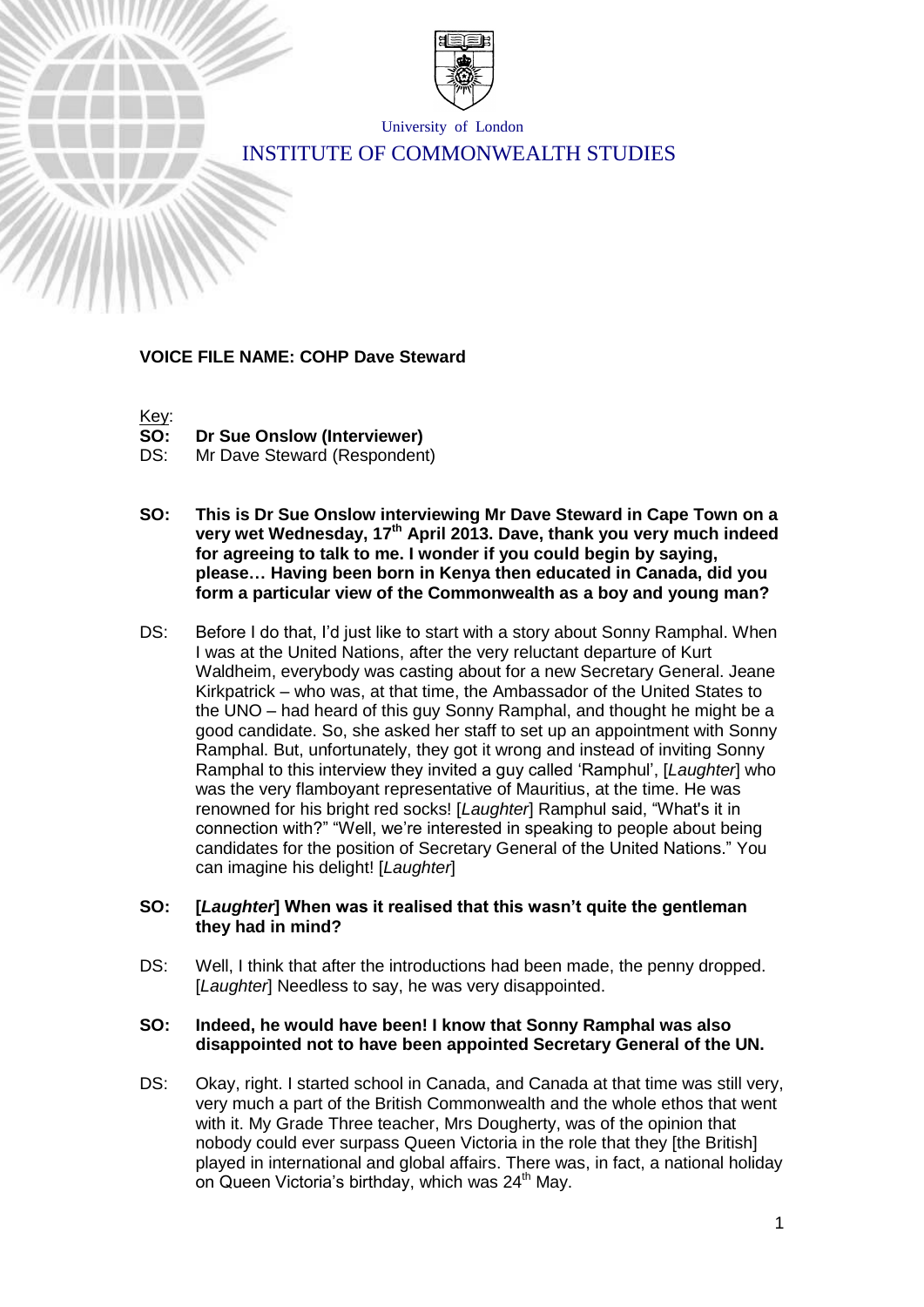University of London

INSTITUTE OF COMMONWEALTH STUDIES

**VOICE FILE NAME: COHP Dave Steward**

Key:

**SO: Dr Sue Onslow (Interviewer)**
DS: Mr Dave Steward (Respondent)

**SO: This is Dr Sue Onslow interviewing Mr Dave Steward in Cape Town on a very wet Wednesday, 17th April 2013. Dave, thank you very much indeed for agreeing to talk to me. I wonder if you could begin by saying, please… Having been born in Kenya then educated in Canada, did you form a particular view of the Commonwealth as a boy and young man?**

DS: Before I do that, I'd just like to start with a story about Sonny Ramphal. When I was at the United Nations, after the very reluctant departure of Kurt Waldheim, everybody was casting about for a new Secretary General. Jeane Kirkpatrick – who was, at that time, the Ambassador of the United States to the UNO – had heard of this guy Sonny Ramphal, and thought he might be a good candidate. So, she asked her staff to set up an appointment with Sonny Ramphal. But, unfortunately, they got it wrong and instead of inviting Sonny Ramphal to this interview they invited a guy called 'Ramphul', [*Laughter*] who was the very flamboyant representative of Mauritius, at the time. He was renowned for his bright red socks! [*Laughter*] Ramphul said, "What's it in connection with?" "Well, we're interested in speaking to people about being candidates for the position of Secretary General of the United Nations." You can imagine his delight! [*Laughter*]

**SO: [*Laughter*] When was it realised that this wasn't quite the gentleman they had in mind?**

DS: Well, I think that after the introductions had been made, the penny dropped. [*Laughter*] Needless to say, he was very disappointed.

**SO: Indeed, he would have been! I know that Sonny Ramphal was also disappointed not to have been appointed Secretary General of the UN.**

DS: Okay, right. I started school in Canada, and Canada at that time was still very, very much a part of the British Commonwealth and the whole ethos that went with it. My Grade Three teacher, Mrs Dougherty, was of the opinion that nobody could ever surpass Queen Victoria in the role that they [the British] played in international and global affairs. There was, in fact, a national holiday on Queen Victoria's birthday, which was 24th May.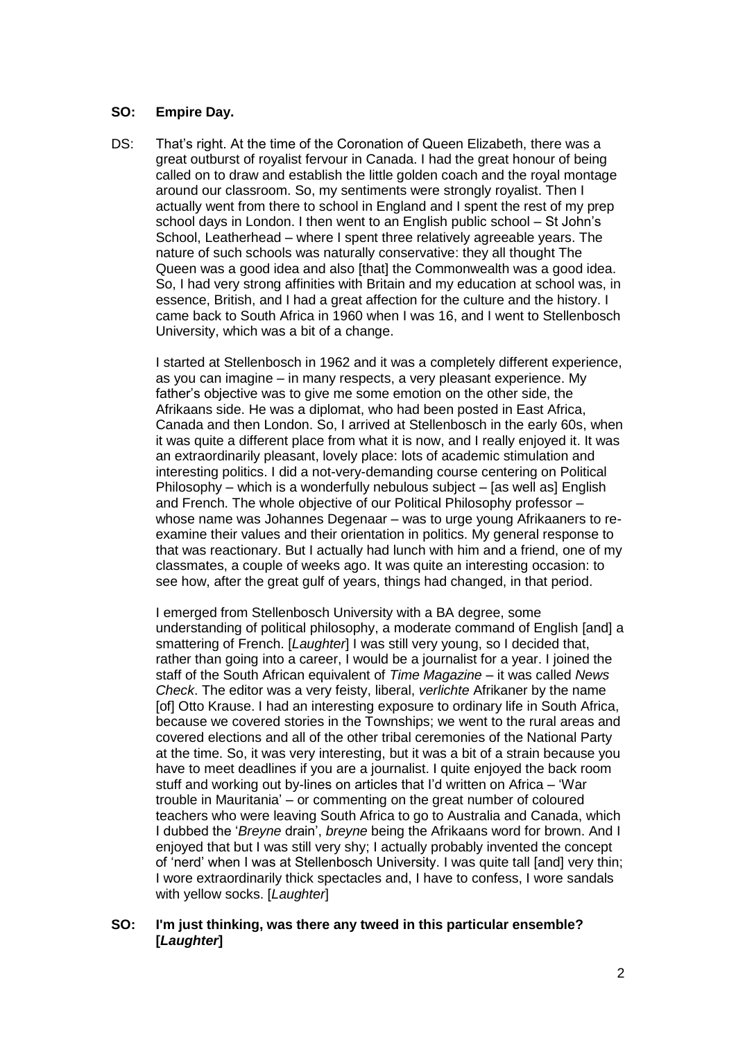**SO: Empire Day.**

DS: That's right. At the time of the Coronation of Queen Elizabeth, there was a great outburst of royalist fervour in Canada. I had the great honour of being called on to draw and establish the little golden coach and the royal montage around our classroom. So, my sentiments were strongly royalist. Then I actually went from there to school in England and I spent the rest of my prep school days in London. I then went to an English public school – St John's School, Leatherhead – where I spent three relatively agreeable years. The nature of such schools was naturally conservative: they all thought The Queen was a good idea and also [that] the Commonwealth was a good idea. So, I had very strong affinities with Britain and my education at school was, in essence, British, and I had a great affection for the culture and the history. I came back to South Africa in 1960 when I was 16, and I went to Stellenbosch University, which was a bit of a change.

I started at Stellenbosch in 1962 and it was a completely different experience, as you can imagine – in many respects, a very pleasant experience. My father's objective was to give me some emotion on the other side, the Afrikaans side. He was a diplomat, who had been posted in East Africa, Canada and then London. So, I arrived at Stellenbosch in the early 60s, when it was quite a different place from what it is now, and I really enjoyed it. It was an extraordinarily pleasant, lovely place: lots of academic stimulation and interesting politics. I did a not-very-demanding course centering on Political Philosophy – which is a wonderfully nebulous subject – [as well as] English and French. The whole objective of our Political Philosophy professor – whose name was Johannes Degenaar – was to urge young Afrikaaners to re-examine their values and their orientation in politics. My general response to that was reactionary. But I actually had lunch with him and a friend, one of my classmates, a couple of weeks ago. It was quite an interesting occasion: to see how, after the great gulf of years, things had changed, in that period.

I emerged from Stellenbosch University with a BA degree, some understanding of political philosophy, a moderate command of English [and] a smattering of French. [*Laughter*] I was still very young, so I decided that, rather than going into a career, I would be a journalist for a year. I joined the staff of the South African equivalent of *Time Magazine* – it was called *News Check*. The editor was a very feisty, liberal, *verlichte* Afrikaner by the name [of] Otto Krause. I had an interesting exposure to ordinary life in South Africa, because we covered stories in the Townships; we went to the rural areas and covered elections and all of the other tribal ceremonies of the National Party at the time. So, it was very interesting, but it was a bit of a strain because you have to meet deadlines if you are a journalist. I quite enjoyed the back room stuff and working out by-lines on articles that I'd written on Africa – 'War trouble in Mauritania' – or commenting on the great number of coloured teachers who were leaving South Africa to go to Australia and Canada, which I dubbed the '*Breyne* drain', *breyne* being the Afrikaans word for brown. And I enjoyed that but I was still very shy; I actually probably invented the concept of 'nerd' when I was at Stellenbosch University. I was quite tall [and] very thin; I wore extraordinarily thick spectacles and, I have to confess, I wore sandals with yellow socks. [*Laughter*]

**SO: I'm just thinking, was there any tweed in this particular ensemble? [*Laughter*]**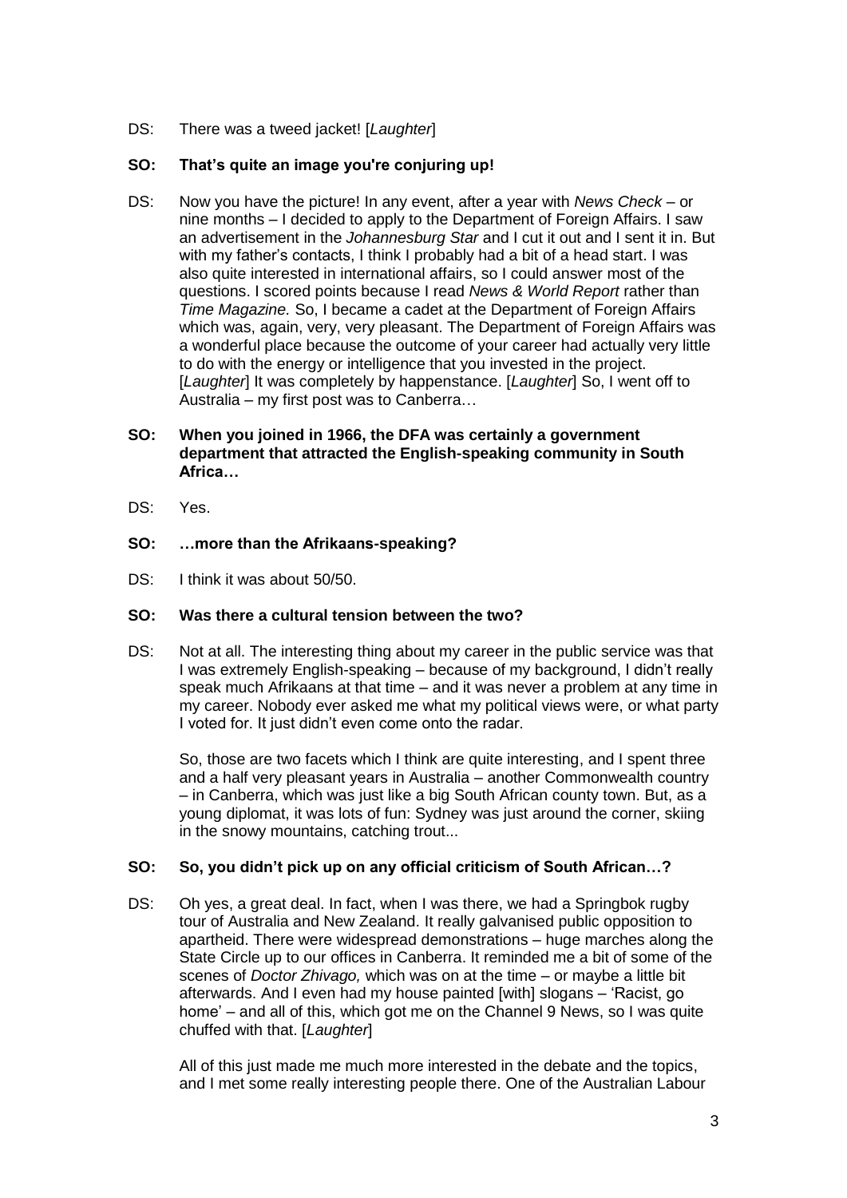DS: There was a tweed jacket! [*Laughter*]

**SO: That's quite an image you're conjuring up!**

DS: Now you have the picture! In any event, after a year with *News Check* – or nine months – I decided to apply to the Department of Foreign Affairs. I saw an advertisement in the *Johannesburg Star* and I cut it out and I sent it in. But with my father's contacts, I think I probably had a bit of a head start. I was also quite interested in international affairs, so I could answer most of the questions. I scored points because I read *News & World Report* rather than *Time Magazine.* So, I became a cadet at the Department of Foreign Affairs which was, again, very, very pleasant. The Department of Foreign Affairs was a wonderful place because the outcome of your career had actually very little to do with the energy or intelligence that you invested in the project. [*Laughter*] It was completely by happenstance. [*Laughter*] So, I went off to Australia – my first post was to Canberra…

**SO: When you joined in 1966, the DFA was certainly a government department that attracted the English-speaking community in South Africa…**

DS: Yes.

**SO: …more than the Afrikaans-speaking?**

DS: I think it was about 50/50.

**SO: Was there a cultural tension between the two?**

DS: Not at all. The interesting thing about my career in the public service was that I was extremely English-speaking – because of my background, I didn't really speak much Afrikaans at that time – and it was never a problem at any time in my career. Nobody ever asked me what my political views were, or what party I voted for. It just didn't even come onto the radar.

So, those are two facets which I think are quite interesting, and I spent three and a half very pleasant years in Australia – another Commonwealth country – in Canberra, which was just like a big South African county town. But, as a young diplomat, it was lots of fun: Sydney was just around the corner, skiing in the snowy mountains, catching trout...

**SO: So, you didn't pick up on any official criticism of South African…?**

DS: Oh yes, a great deal. In fact, when I was there, we had a Springbok rugby tour of Australia and New Zealand. It really galvanised public opposition to apartheid. There were widespread demonstrations – huge marches along the State Circle up to our offices in Canberra. It reminded me a bit of some of the scenes of *Doctor Zhivago,* which was on at the time – or maybe a little bit afterwards. And I even had my house painted [with] slogans – 'Racist, go home' – and all of this, which got me on the Channel 9 News, so I was quite chuffed with that. [*Laughter*]

All of this just made me much more interested in the debate and the topics, and I met some really interesting people there. One of the Australian Labour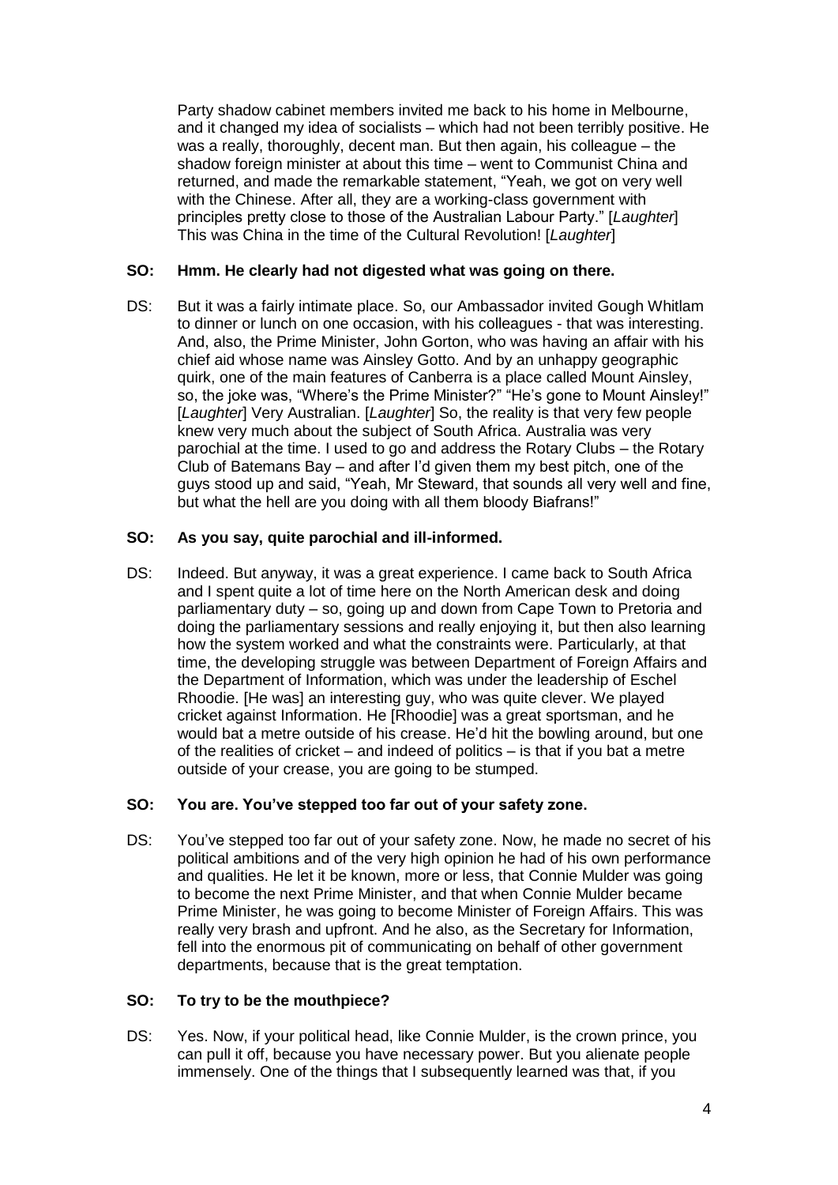Party shadow cabinet members invited me back to his home in Melbourne, and it changed my idea of socialists – which had not been terribly positive. He was a really, thoroughly, decent man. But then again, his colleague – the shadow foreign minister at about this time – went to Communist China and returned, and made the remarkable statement, "Yeah, we got on very well with the Chinese. After all, they are a working-class government with principles pretty close to those of the Australian Labour Party." [*Laughter*] This was China in the time of the Cultural Revolution! [*Laughter*]

**SO: Hmm. He clearly had not digested what was going on there.**

DS: But it was a fairly intimate place. So, our Ambassador invited Gough Whitlam to dinner or lunch on one occasion, with his colleagues - that was interesting. And, also, the Prime Minister, John Gorton, who was having an affair with his chief aid whose name was Ainsley Gotto. And by an unhappy geographic quirk, one of the main features of Canberra is a place called Mount Ainsley, so, the joke was, "Where's the Prime Minister?" "He's gone to Mount Ainsley!" [*Laughter*] Very Australian. [*Laughter*] So, the reality is that very few people knew very much about the subject of South Africa. Australia was very parochial at the time. I used to go and address the Rotary Clubs – the Rotary Club of Batemans Bay – and after I'd given them my best pitch, one of the guys stood up and said, "Yeah, Mr Steward, that sounds all very well and fine, but what the hell are you doing with all them bloody Biafrans!"

**SO: As you say, quite parochial and ill-informed.**

DS: Indeed. But anyway, it was a great experience. I came back to South Africa and I spent quite a lot of time here on the North American desk and doing parliamentary duty – so, going up and down from Cape Town to Pretoria and doing the parliamentary sessions and really enjoying it, but then also learning how the system worked and what the constraints were. Particularly, at that time, the developing struggle was between Department of Foreign Affairs and the Department of Information, which was under the leadership of Eschel Rhoodie. [He was] an interesting guy, who was quite clever. We played cricket against Information. He [Rhoodie] was a great sportsman, and he would bat a metre outside of his crease. He'd hit the bowling around, but one of the realities of cricket – and indeed of politics – is that if you bat a metre outside of your crease, you are going to be stumped.

**SO: You are. You've stepped too far out of your safety zone.**

DS: You've stepped too far out of your safety zone. Now, he made no secret of his political ambitions and of the very high opinion he had of his own performance and qualities. He let it be known, more or less, that Connie Mulder was going to become the next Prime Minister, and that when Connie Mulder became Prime Minister, he was going to become Minister of Foreign Affairs. This was really very brash and upfront. And he also, as the Secretary for Information, fell into the enormous pit of communicating on behalf of other government departments, because that is the great temptation.

**SO: To try to be the mouthpiece?**

DS: Yes. Now, if your political head, like Connie Mulder, is the crown prince, you can pull it off, because you have necessary power. But you alienate people immensely. One of the things that I subsequently learned was that, if you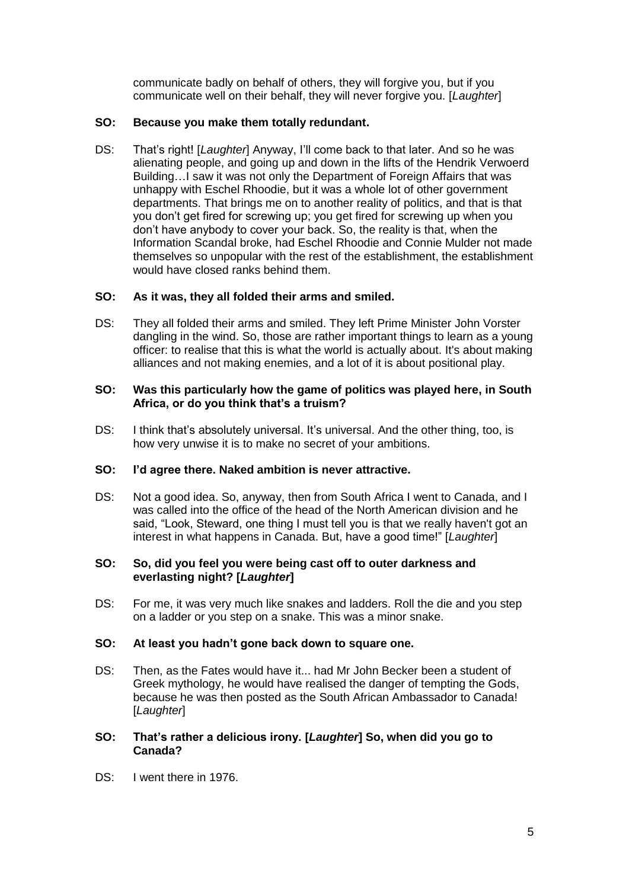communicate badly on behalf of others, they will forgive you, but if you communicate well on their behalf, they will never forgive you. [*Laughter*]

**SO: Because you make them totally redundant.**

DS: That's right! [*Laughter*] Anyway, I'll come back to that later. And so he was alienating people, and going up and down in the lifts of the Hendrik Verwoerd Building…I saw it was not only the Department of Foreign Affairs that was unhappy with Eschel Rhoodie, but it was a whole lot of other government departments. That brings me on to another reality of politics, and that is that you don't get fired for screwing up; you get fired for screwing up when you don't have anybody to cover your back. So, the reality is that, when the Information Scandal broke, had Eschel Rhoodie and Connie Mulder not made themselves so unpopular with the rest of the establishment, the establishment would have closed ranks behind them.

**SO: As it was, they all folded their arms and smiled.**

DS: They all folded their arms and smiled. They left Prime Minister John Vorster dangling in the wind. So, those are rather important things to learn as a young officer: to realise that this is what the world is actually about. It's about making alliances and not making enemies, and a lot of it is about positional play.

**SO: Was this particularly how the game of politics was played here, in South Africa, or do you think that's a truism?**

DS: I think that's absolutely universal. It's universal. And the other thing, too, is how very unwise it is to make no secret of your ambitions.

**SO: I'd agree there. Naked ambition is never attractive.**

DS: Not a good idea. So, anyway, then from South Africa I went to Canada, and I was called into the office of the head of the North American division and he said, "Look, Steward, one thing I must tell you is that we really haven't got an interest in what happens in Canada. But, have a good time!" [*Laughter*]

**SO: So, did you feel you were being cast off to outer darkness and everlasting night? [*Laughter*]**

DS: For me, it was very much like snakes and ladders. Roll the die and you step on a ladder or you step on a snake. This was a minor snake.

**SO: At least you hadn't gone back down to square one.**

DS: Then, as the Fates would have it... had Mr John Becker been a student of Greek mythology, he would have realised the danger of tempting the Gods, because he was then posted as the South African Ambassador to Canada! [*Laughter*]

**SO: That's rather a delicious irony. [*Laughter*] So, when did you go to Canada?**

DS: I went there in 1976.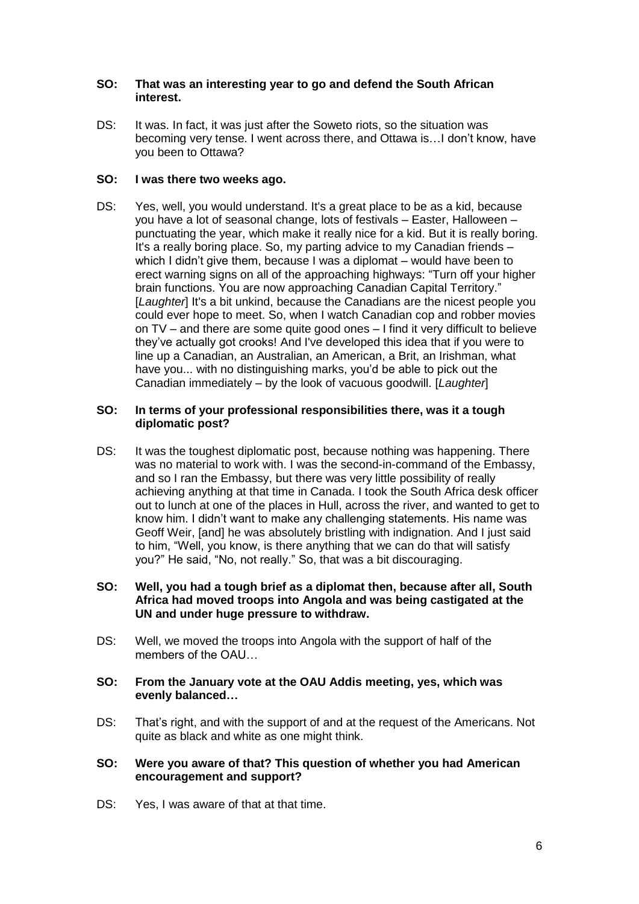**SO: That was an interesting year to go and defend the South African interest.**

DS: It was. In fact, it was just after the Soweto riots, so the situation was becoming very tense. I went across there, and Ottawa is…I don't know, have you been to Ottawa?

**SO: I was there two weeks ago.**

DS: Yes, well, you would understand. It's a great place to be as a kid, because you have a lot of seasonal change, lots of festivals – Easter, Halloween – punctuating the year, which make it really nice for a kid. But it is really boring. It's a really boring place. So, my parting advice to my Canadian friends – which I didn't give them, because I was a diplomat – would have been to erect warning signs on all of the approaching highways: "Turn off your higher brain functions. You are now approaching Canadian Capital Territory." [*Laughter*] It's a bit unkind, because the Canadians are the nicest people you could ever hope to meet. So, when I watch Canadian cop and robber movies on TV – and there are some quite good ones – I find it very difficult to believe they've actually got crooks! And I've developed this idea that if you were to line up a Canadian, an Australian, an American, a Brit, an Irishman, what have you... with no distinguishing marks, you'd be able to pick out the Canadian immediately – by the look of vacuous goodwill. [*Laughter*]

**SO: In terms of your professional responsibilities there, was it a tough diplomatic post?**

DS: It was the toughest diplomatic post, because nothing was happening. There was no material to work with. I was the second-in-command of the Embassy, and so I ran the Embassy, but there was very little possibility of really achieving anything at that time in Canada. I took the South Africa desk officer out to lunch at one of the places in Hull, across the river, and wanted to get to know him. I didn't want to make any challenging statements. His name was Geoff Weir, [and] he was absolutely bristling with indignation. And I just said to him, "Well, you know, is there anything that we can do that will satisfy you?" He said, "No, not really." So, that was a bit discouraging.

**SO: Well, you had a tough brief as a diplomat then, because after all, South Africa had moved troops into Angola and was being castigated at the UN and under huge pressure to withdraw.**

DS: Well, we moved the troops into Angola with the support of half of the members of the OAU…

**SO: From the January vote at the OAU Addis meeting, yes, which was evenly balanced…**

DS: That's right, and with the support of and at the request of the Americans. Not quite as black and white as one might think.

**SO: Were you aware of that? This question of whether you had American encouragement and support?**

DS: Yes, I was aware of that at that time.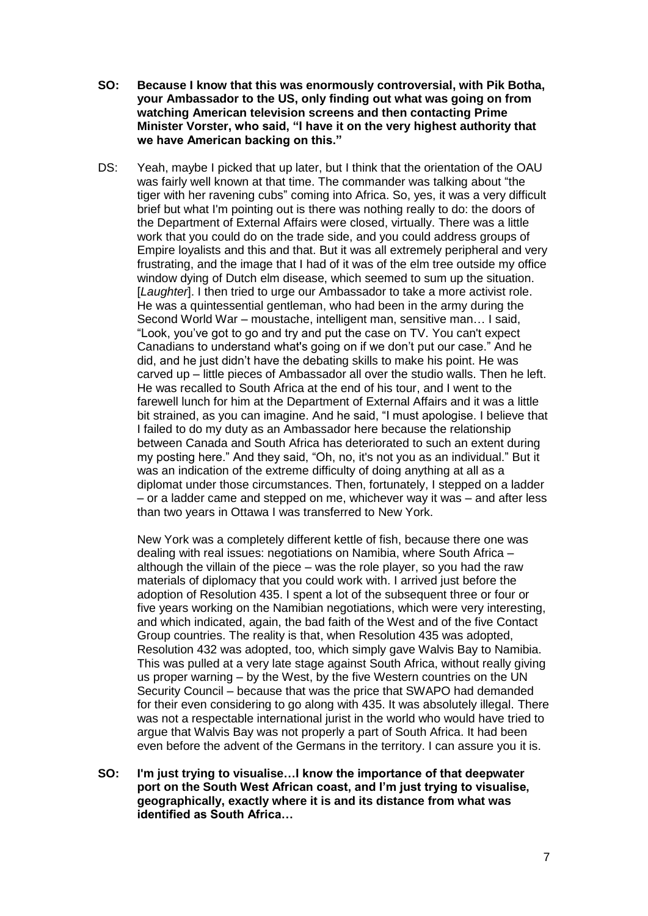**SO: Because I know that this was enormously controversial, with Pik Botha, your Ambassador to the US, only finding out what was going on from watching American television screens and then contacting Prime Minister Vorster, who said, "I have it on the very highest authority that we have American backing on this."**

DS: Yeah, maybe I picked that up later, but I think that the orientation of the OAU was fairly well known at that time. The commander was talking about "the tiger with her ravening cubs" coming into Africa. So, yes, it was a very difficult brief but what I'm pointing out is there was nothing really to do: the doors of the Department of External Affairs were closed, virtually. There was a little work that you could do on the trade side, and you could address groups of Empire loyalists and this and that. But it was all extremely peripheral and very frustrating, and the image that I had of it was of the elm tree outside my office window dying of Dutch elm disease, which seemed to sum up the situation. [*Laughter*]. I then tried to urge our Ambassador to take a more activist role. He was a quintessential gentleman, who had been in the army during the Second World War – moustache, intelligent man, sensitive man… I said, "Look, you've got to go and try and put the case on TV. You can't expect Canadians to understand what's going on if we don't put our case." And he did, and he just didn't have the debating skills to make his point. He was carved up – little pieces of Ambassador all over the studio walls. Then he left. He was recalled to South Africa at the end of his tour, and I went to the farewell lunch for him at the Department of External Affairs and it was a little bit strained, as you can imagine. And he said, "I must apologise. I believe that I failed to do my duty as an Ambassador here because the relationship between Canada and South Africa has deteriorated to such an extent during my posting here." And they said, "Oh, no, it's not you as an individual." But it was an indication of the extreme difficulty of doing anything at all as a diplomat under those circumstances. Then, fortunately, I stepped on a ladder – or a ladder came and stepped on me, whichever way it was – and after less than two years in Ottawa I was transferred to New York.

New York was a completely different kettle of fish, because there one was dealing with real issues: negotiations on Namibia, where South Africa – although the villain of the piece – was the role player, so you had the raw materials of diplomacy that you could work with. I arrived just before the adoption of Resolution 435. I spent a lot of the subsequent three or four or five years working on the Namibian negotiations, which were very interesting, and which indicated, again, the bad faith of the West and of the five Contact Group countries. The reality is that, when Resolution 435 was adopted, Resolution 432 was adopted, too, which simply gave Walvis Bay to Namibia. This was pulled at a very late stage against South Africa, without really giving us proper warning – by the West, by the five Western countries on the UN Security Council – because that was the price that SWAPO had demanded for their even considering to go along with 435. It was absolutely illegal. There was not a respectable international jurist in the world who would have tried to argue that Walvis Bay was not properly a part of South Africa. It had been even before the advent of the Germans in the territory. I can assure you it is.

**SO: I'm just trying to visualise…I know the importance of that deepwater port on the South West African coast, and I'm just trying to visualise, geographically, exactly where it is and its distance from what was identified as South Africa…**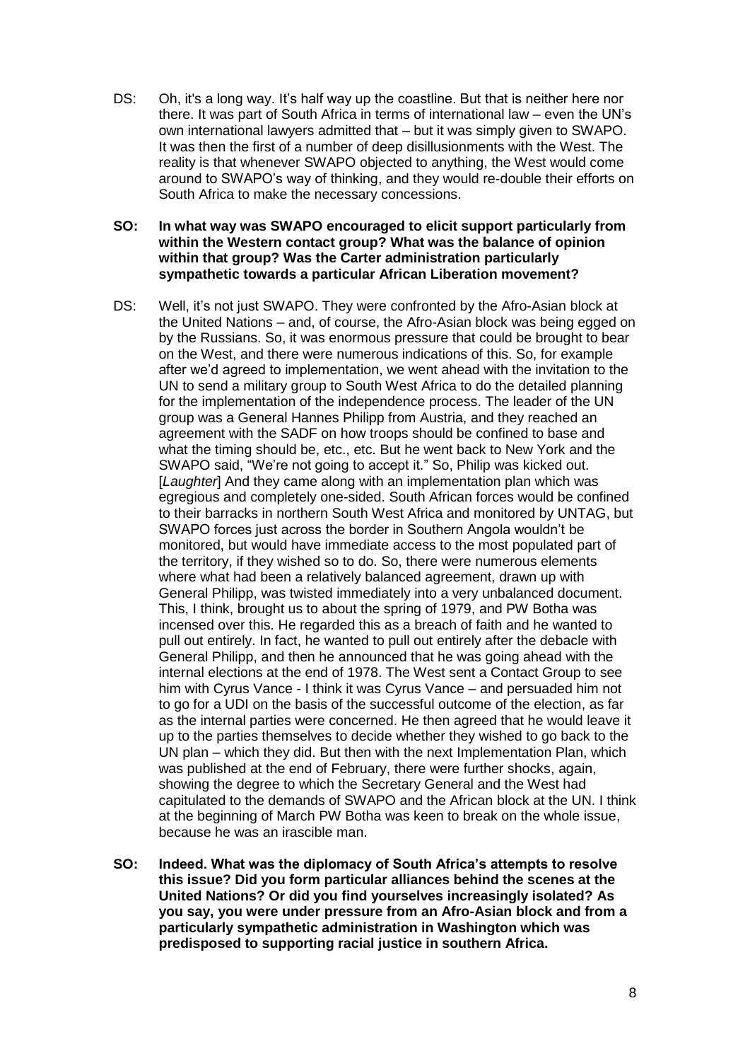DS: Oh, it's a long way. It's half way up the coastline. But that is neither here nor there. It was part of South Africa in terms of international law – even the UN's own international lawyers admitted that – but it was simply given to SWAPO. It was then the first of a number of deep disillusionments with the West. The reality is that whenever SWAPO objected to anything, the West would come around to SWAPO's way of thinking, and they would re-double their efforts on South Africa to make the necessary concessions.

**SO: In what way was SWAPO encouraged to elicit support particularly from within the Western contact group? What was the balance of opinion within that group? Was the Carter administration particularly sympathetic towards a particular African Liberation movement?**

DS: Well, it's not just SWAPO. They were confronted by the Afro-Asian block at the United Nations – and, of course, the Afro-Asian block was being egged on by the Russians. So, it was enormous pressure that could be brought to bear on the West, and there were numerous indications of this. So, for example after we'd agreed to implementation, we went ahead with the invitation to the UN to send a military group to South West Africa to do the detailed planning for the implementation of the independence process. The leader of the UN group was a General Hannes Philipp from Austria, and they reached an agreement with the SADF on how troops should be confined to base and what the timing should be, etc., etc. But he went back to New York and the SWAPO said, "We're not going to accept it." So, Philip was kicked out. [*Laughter*] And they came along with an implementation plan which was egregious and completely one-sided. South African forces would be confined to their barracks in northern South West Africa and monitored by UNTAG, but SWAPO forces just across the border in Southern Angola wouldn't be monitored, but would have immediate access to the most populated part of the territory, if they wished so to do. So, there were numerous elements where what had been a relatively balanced agreement, drawn up with General Philipp, was twisted immediately into a very unbalanced document. This, I think, brought us to about the spring of 1979, and PW Botha was incensed over this. He regarded this as a breach of faith and he wanted to pull out entirely. In fact, he wanted to pull out entirely after the debacle with General Philipp, and then he announced that he was going ahead with the internal elections at the end of 1978. The West sent a Contact Group to see him with Cyrus Vance - I think it was Cyrus Vance – and persuaded him not to go for a UDI on the basis of the successful outcome of the election, as far as the internal parties were concerned. He then agreed that he would leave it up to the parties themselves to decide whether they wished to go back to the UN plan – which they did. But then with the next Implementation Plan, which was published at the end of February, there were further shocks, again, showing the degree to which the Secretary General and the West had capitulated to the demands of SWAPO and the African block at the UN. I think at the beginning of March PW Botha was keen to break on the whole issue, because he was an irascible man.

**SO: Indeed. What was the diplomacy of South Africa's attempts to resolve this issue? Did you form particular alliances behind the scenes at the United Nations? Or did you find yourselves increasingly isolated? As you say, you were under pressure from an Afro-Asian block and from a particularly sympathetic administration in Washington which was predisposed to supporting racial justice in southern Africa.**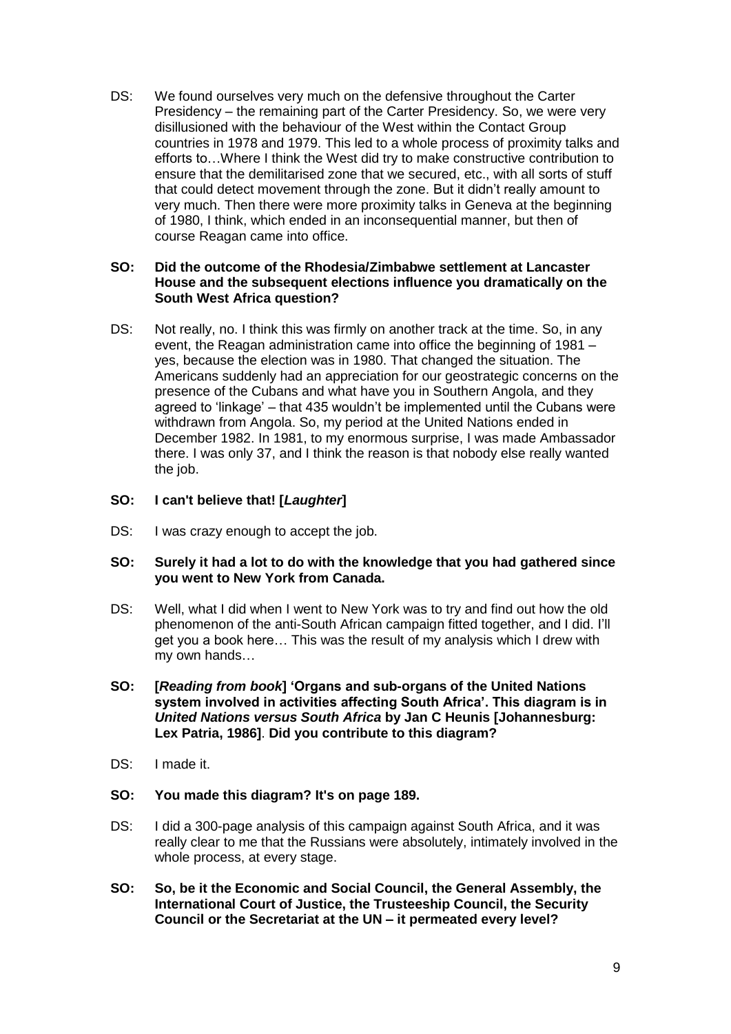DS: We found ourselves very much on the defensive throughout the Carter Presidency – the remaining part of the Carter Presidency. So, we were very disillusioned with the behaviour of the West within the Contact Group countries in 1978 and 1979. This led to a whole process of proximity talks and efforts to…Where I think the West did try to make constructive contribution to ensure that the demilitarised zone that we secured, etc., with all sorts of stuff that could detect movement through the zone. But it didn't really amount to very much. Then there were more proximity talks in Geneva at the beginning of 1980, I think, which ended in an inconsequential manner, but then of course Reagan came into office.

**SO: Did the outcome of the Rhodesia/Zimbabwe settlement at Lancaster House and the subsequent elections influence you dramatically on the South West Africa question?**

DS: Not really, no. I think this was firmly on another track at the time. So, in any event, the Reagan administration came into office the beginning of 1981 – yes, because the election was in 1980. That changed the situation. The Americans suddenly had an appreciation for our geostrategic concerns on the presence of the Cubans and what have you in Southern Angola, and they agreed to 'linkage' – that 435 wouldn't be implemented until the Cubans were withdrawn from Angola. So, my period at the United Nations ended in December 1982. In 1981, to my enormous surprise, I was made Ambassador there. I was only 37, and I think the reason is that nobody else really wanted the job.

**SO: I can't believe that! [*Laughter*]**

DS: I was crazy enough to accept the job.

**SO: Surely it had a lot to do with the knowledge that you had gathered since you went to New York from Canada.**

DS: Well, what I did when I went to New York was to try and find out how the old phenomenon of the anti-South African campaign fitted together, and I did. I'll get you a book here… This was the result of my analysis which I drew with my own hands…

**SO: [*Reading from book*] 'Organs and sub-organs of the United Nations system involved in activities affecting South Africa'. This diagram is in *United Nations versus South Africa* by Jan C Heunis [Johannesburg: Lex Patria, 1986]. Did you contribute to this diagram?**

DS: I made it.

**SO: You made this diagram? It's on page 189.**

DS: I did a 300-page analysis of this campaign against South Africa, and it was really clear to me that the Russians were absolutely, intimately involved in the whole process, at every stage.

**SO: So, be it the Economic and Social Council, the General Assembly, the International Court of Justice, the Trusteeship Council, the Security Council or the Secretariat at the UN – it permeated every level?**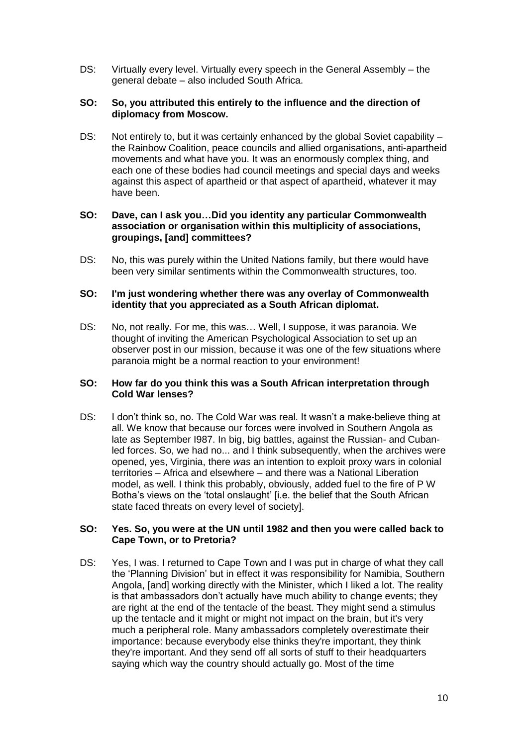DS: Virtually every level. Virtually every speech in the General Assembly – the general debate – also included South Africa.

**SO: So, you attributed this entirely to the influence and the direction of diplomacy from Moscow.**

DS: Not entirely to, but it was certainly enhanced by the global Soviet capability – the Rainbow Coalition, peace councils and allied organisations, anti-apartheid movements and what have you. It was an enormously complex thing, and each one of these bodies had council meetings and special days and weeks against this aspect of apartheid or that aspect of apartheid, whatever it may have been.

**SO: Dave, can I ask you…Did you identity any particular Commonwealth association or organisation within this multiplicity of associations, groupings, [and] committees?**

DS: No, this was purely within the United Nations family, but there would have been very similar sentiments within the Commonwealth structures, too.

**SO: I'm just wondering whether there was any overlay of Commonwealth identity that you appreciated as a South African diplomat.**

DS: No, not really. For me, this was… Well, I suppose, it was paranoia. We thought of inviting the American Psychological Association to set up an observer post in our mission, because it was one of the few situations where paranoia might be a normal reaction to your environment!

**SO: How far do you think this was a South African interpretation through Cold War lenses?**

DS: I don't think so, no. The Cold War was real. It wasn't a make-believe thing at all. We know that because our forces were involved in Southern Angola as late as September I987. In big, big battles, against the Russian- and Cuban-led forces. So, we had no... and I think subsequently, when the archives were opened, yes, Virginia, there *was* an intention to exploit proxy wars in colonial territories – Africa and elsewhere – and there was a National Liberation model, as well. I think this probably, obviously, added fuel to the fire of P W Botha's views on the 'total onslaught' [i.e. the belief that the South African state faced threats on every level of society].

**SO: Yes. So, you were at the UN until 1982 and then you were called back to Cape Town, or to Pretoria?**

DS: Yes, I was. I returned to Cape Town and I was put in charge of what they call the 'Planning Division' but in effect it was responsibility for Namibia, Southern Angola, [and] working directly with the Minister, which I liked a lot. The reality is that ambassadors don't actually have much ability to change events; they are right at the end of the tentacle of the beast. They might send a stimulus up the tentacle and it might or might not impact on the brain, but it's very much a peripheral role. Many ambassadors completely overestimate their importance: because everybody else thinks they're important, they think they're important. And they send off all sorts of stuff to their headquarters saying which way the country should actually go. Most of the time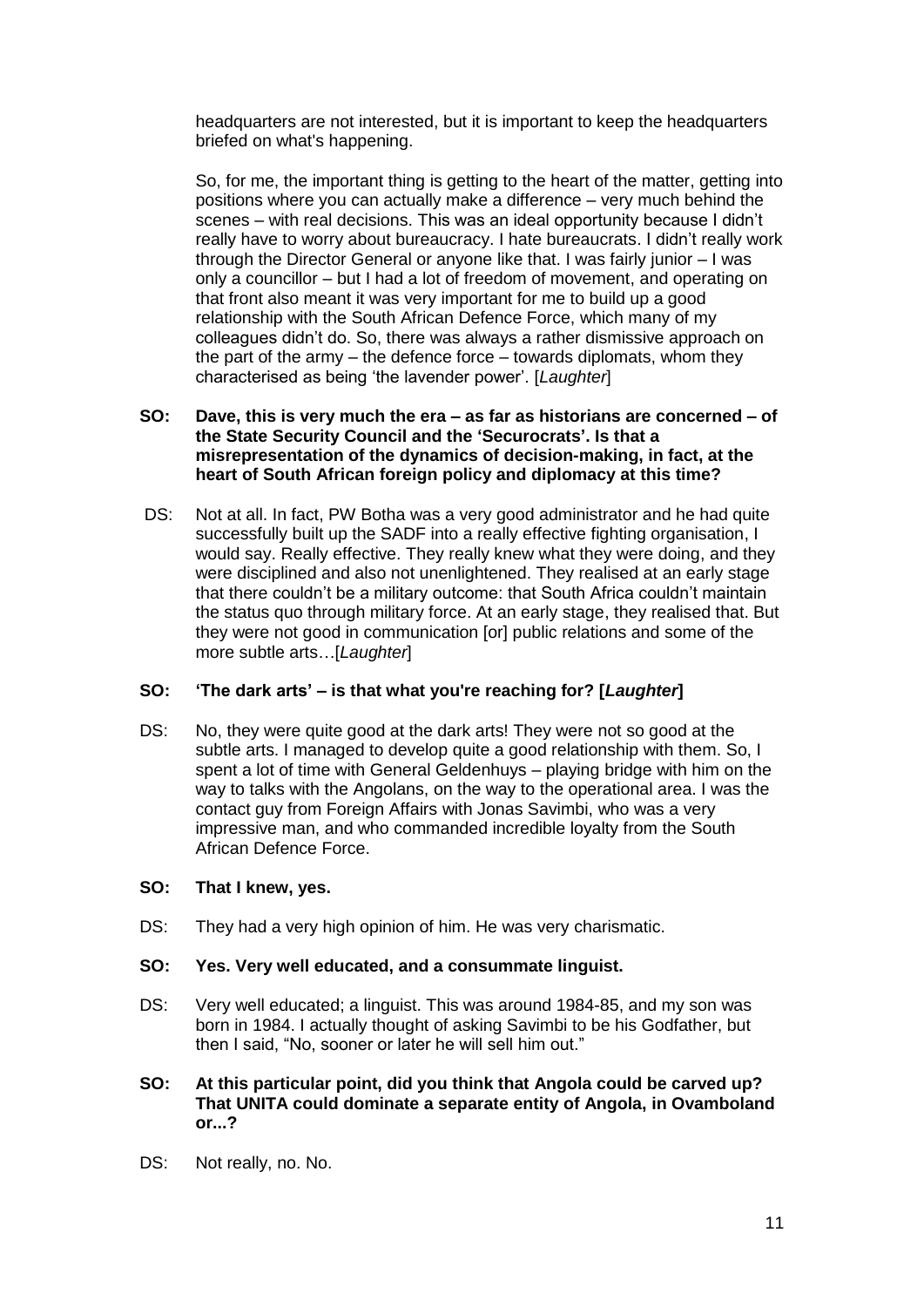headquarters are not interested, but it is important to keep the headquarters briefed on what's happening.

So, for me, the important thing is getting to the heart of the matter, getting into positions where you can actually make a difference – very much behind the scenes – with real decisions. This was an ideal opportunity because I didn't really have to worry about bureaucracy. I hate bureaucrats. I didn't really work through the Director General or anyone like that. I was fairly junior – I was only a councillor – but I had a lot of freedom of movement, and operating on that front also meant it was very important for me to build up a good relationship with the South African Defence Force, which many of my colleagues didn't do. So, there was always a rather dismissive approach on the part of the army – the defence force – towards diplomats, whom they characterised as being 'the lavender power'. [*Laughter*]

**SO: Dave, this is very much the era – as far as historians are concerned – of the State Security Council and the 'Securocrats'. Is that a misrepresentation of the dynamics of decision-making, in fact, at the heart of South African foreign policy and diplomacy at this time?**

DS: Not at all. In fact, PW Botha was a very good administrator and he had quite successfully built up the SADF into a really effective fighting organisation, I would say. Really effective. They really knew what they were doing, and they were disciplined and also not unenlightened. They realised at an early stage that there couldn't be a military outcome: that South Africa couldn't maintain the status quo through military force. At an early stage, they realised that. But they were not good in communication [or] public relations and some of the more subtle arts…[*Laughter*]

**SO: 'The dark arts' – is that what you're reaching for? [*Laughter*]**

DS: No, they were quite good at the dark arts! They were not so good at the subtle arts. I managed to develop quite a good relationship with them. So, I spent a lot of time with General Geldenhuys – playing bridge with him on the way to talks with the Angolans, on the way to the operational area. I was the contact guy from Foreign Affairs with Jonas Savimbi, who was a very impressive man, and who commanded incredible loyalty from the South African Defence Force.

**SO: That I knew, yes.**

DS: They had a very high opinion of him. He was very charismatic.

**SO: Yes. Very well educated, and a consummate linguist.**

DS: Very well educated; a linguist. This was around 1984-85, and my son was born in 1984. I actually thought of asking Savimbi to be his Godfather, but then I said, "No, sooner or later he will sell him out."

**SO: At this particular point, did you think that Angola could be carved up? That UNITA could dominate a separate entity of Angola, in Ovamboland or...?**

DS: Not really, no. No.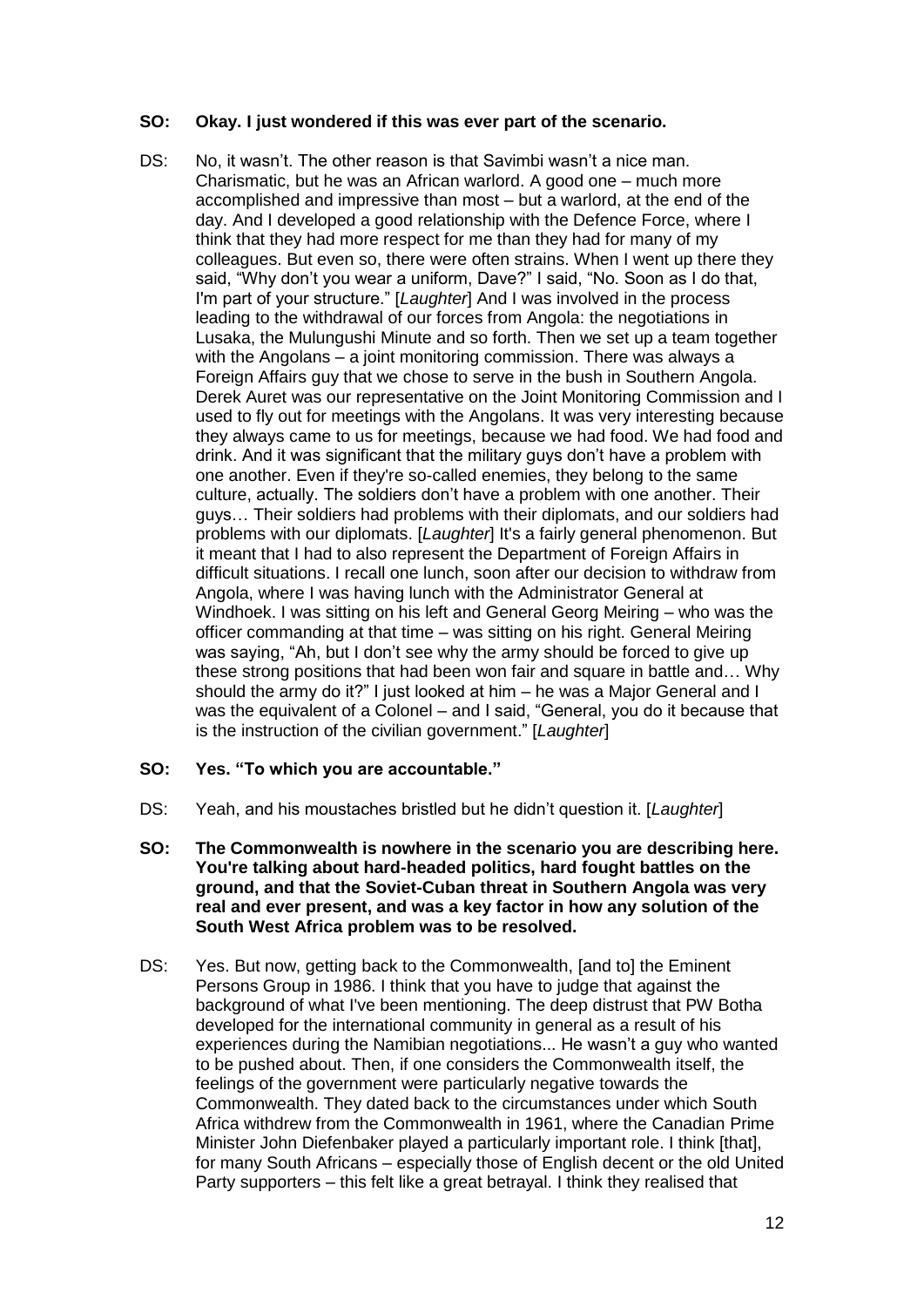**SO: Okay. I just wondered if this was ever part of the scenario.**

DS: No, it wasn't. The other reason is that Savimbi wasn't a nice man. Charismatic, but he was an African warlord. A good one – much more accomplished and impressive than most – but a warlord, at the end of the day. And I developed a good relationship with the Defence Force, where I think that they had more respect for me than they had for many of my colleagues. But even so, there were often strains. When I went up there they said, "Why don't you wear a uniform, Dave?" I said, "No. Soon as I do that, I'm part of your structure." [*Laughter*] And I was involved in the process leading to the withdrawal of our forces from Angola: the negotiations in Lusaka, the Mulungushi Minute and so forth. Then we set up a team together with the Angolans – a joint monitoring commission. There was always a Foreign Affairs guy that we chose to serve in the bush in Southern Angola. Derek Auret was our representative on the Joint Monitoring Commission and I used to fly out for meetings with the Angolans. It was very interesting because they always came to us for meetings, because we had food. We had food and drink. And it was significant that the military guys don't have a problem with one another. Even if they're so-called enemies, they belong to the same culture, actually. The soldiers don't have a problem with one another. Their guys… Their soldiers had problems with their diplomats, and our soldiers had problems with our diplomats. [*Laughter*] It's a fairly general phenomenon. But it meant that I had to also represent the Department of Foreign Affairs in difficult situations. I recall one lunch, soon after our decision to withdraw from Angola, where I was having lunch with the Administrator General at Windhoek. I was sitting on his left and General Georg Meiring – who was the officer commanding at that time – was sitting on his right. General Meiring was saying, "Ah, but I don't see why the army should be forced to give up these strong positions that had been won fair and square in battle and… Why should the army do it?" I just looked at him – he was a Major General and I was the equivalent of a Colonel – and I said, "General, you do it because that is the instruction of the civilian government." [*Laughter*]

**SO: Yes. "To which you are accountable."**

DS: Yeah, and his moustaches bristled but he didn't question it. [*Laughter*]

**SO: The Commonwealth is nowhere in the scenario you are describing here. You're talking about hard-headed politics, hard fought battles on the ground, and that the Soviet-Cuban threat in Southern Angola was very real and ever present, and was a key factor in how any solution of the South West Africa problem was to be resolved.**

DS: Yes. But now, getting back to the Commonwealth, [and to] the Eminent Persons Group in 1986. I think that you have to judge that against the background of what I've been mentioning. The deep distrust that PW Botha developed for the international community in general as a result of his experiences during the Namibian negotiations... He wasn't a guy who wanted to be pushed about. Then, if one considers the Commonwealth itself, the feelings of the government were particularly negative towards the Commonwealth. They dated back to the circumstances under which South Africa withdrew from the Commonwealth in 1961, where the Canadian Prime Minister John Diefenbaker played a particularly important role. I think [that], for many South Africans – especially those of English decent or the old United Party supporters – this felt like a great betrayal. I think they realised that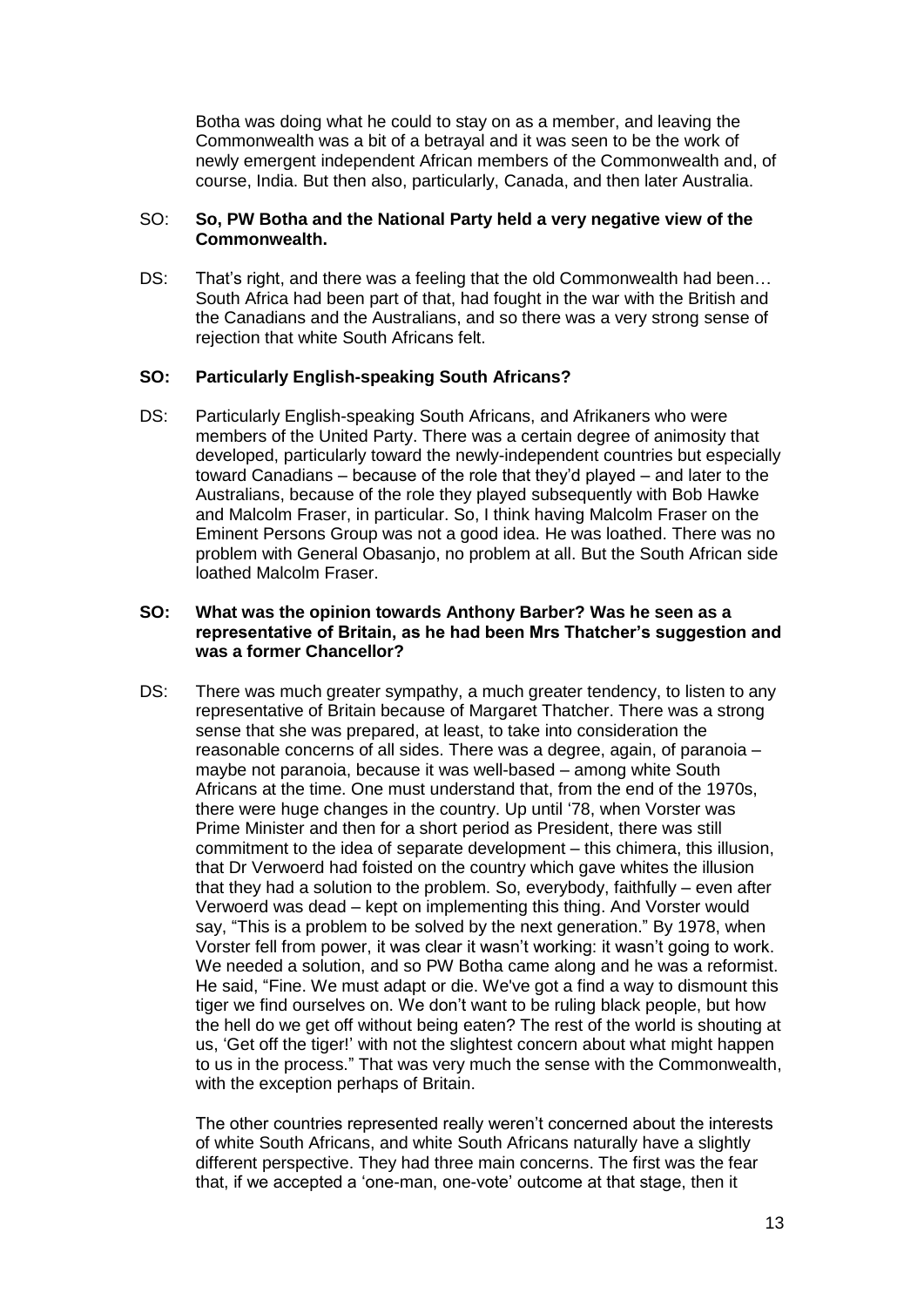Botha was doing what he could to stay on as a member, and leaving the Commonwealth was a bit of a betrayal and it was seen to be the work of newly emergent independent African members of the Commonwealth and, of course, India. But then also, particularly, Canada, and then later Australia.

SO: **So, PW Botha and the National Party held a very negative view of the Commonwealth.**

DS: That's right, and there was a feeling that the old Commonwealth had been… South Africa had been part of that, had fought in the war with the British and the Canadians and the Australians, and so there was a very strong sense of rejection that white South Africans felt.

**SO: Particularly English-speaking South Africans?**

DS: Particularly English-speaking South Africans, and Afrikaners who were members of the United Party. There was a certain degree of animosity that developed, particularly toward the newly-independent countries but especially toward Canadians – because of the role that they'd played – and later to the Australians, because of the role they played subsequently with Bob Hawke and Malcolm Fraser, in particular. So, I think having Malcolm Fraser on the Eminent Persons Group was not a good idea. He was loathed. There was no problem with General Obasanjo, no problem at all. But the South African side loathed Malcolm Fraser.

**SO: What was the opinion towards Anthony Barber? Was he seen as a representative of Britain, as he had been Mrs Thatcher's suggestion and was a former Chancellor?**

DS: There was much greater sympathy, a much greater tendency, to listen to any representative of Britain because of Margaret Thatcher. There was a strong sense that she was prepared, at least, to take into consideration the reasonable concerns of all sides. There was a degree, again, of paranoia – maybe not paranoia, because it was well-based – among white South Africans at the time. One must understand that, from the end of the 1970s, there were huge changes in the country. Up until '78, when Vorster was Prime Minister and then for a short period as President, there was still commitment to the idea of separate development – this chimera, this illusion, that Dr Verwoerd had foisted on the country which gave whites the illusion that they had a solution to the problem. So, everybody, faithfully – even after Verwoerd was dead – kept on implementing this thing. And Vorster would say, "This is a problem to be solved by the next generation." By 1978, when Vorster fell from power, it was clear it wasn't working: it wasn't going to work. We needed a solution, and so PW Botha came along and he was a reformist. He said, "Fine. We must adapt or die. We've got a find a way to dismount this tiger we find ourselves on. We don't want to be ruling black people, but how the hell do we get off without being eaten? The rest of the world is shouting at us, 'Get off the tiger!' with not the slightest concern about what might happen to us in the process." That was very much the sense with the Commonwealth, with the exception perhaps of Britain.

The other countries represented really weren't concerned about the interests of white South Africans, and white South Africans naturally have a slightly different perspective. They had three main concerns. The first was the fear that, if we accepted a 'one-man, one-vote' outcome at that stage, then it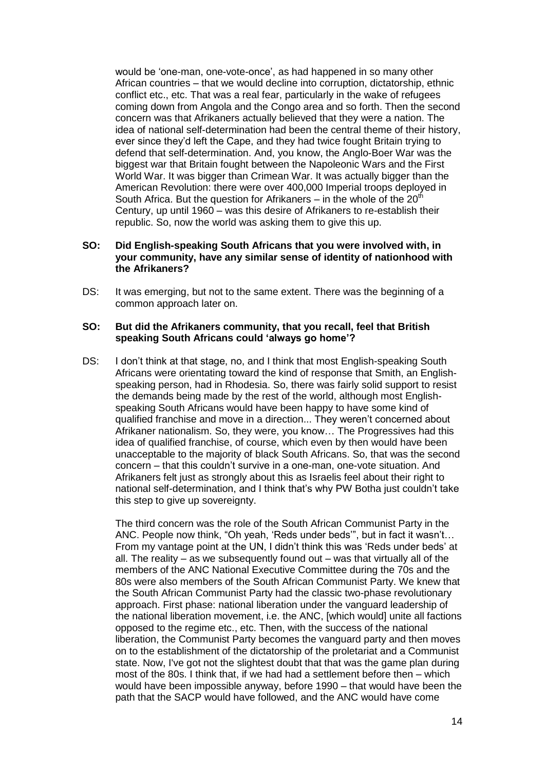would be 'one-man, one-vote-once', as had happened in so many other African countries – that we would decline into corruption, dictatorship, ethnic conflict etc., etc. That was a real fear, particularly in the wake of refugees coming down from Angola and the Congo area and so forth. Then the second concern was that Afrikaners actually believed that they were a nation. The idea of national self-determination had been the central theme of their history, ever since they'd left the Cape, and they had twice fought Britain trying to defend that self-determination. And, you know, the Anglo-Boer War was the biggest war that Britain fought between the Napoleonic Wars and the First World War. It was bigger than Crimean War. It was actually bigger than the American Revolution: there were over 400,000 Imperial troops deployed in South Africa. But the question for Afrikaners – in the whole of the 20th Century, up until 1960 – was this desire of Afrikaners to re-establish their republic. So, now the world was asking them to give this up.

**SO: Did English-speaking South Africans that you were involved with, in your community, have any similar sense of identity of nationhood with the Afrikaners?**

DS: It was emerging, but not to the same extent. There was the beginning of a common approach later on.

**SO: But did the Afrikaners community, that you recall, feel that British speaking South Africans could 'always go home'?**

DS: I don't think at that stage, no, and I think that most English-speaking South Africans were orientating toward the kind of response that Smith, an English-speaking person, had in Rhodesia. So, there was fairly solid support to resist the demands being made by the rest of the world, although most English-speaking South Africans would have been happy to have some kind of qualified franchise and move in a direction... They weren't concerned about Afrikaner nationalism. So, they were, you know… The Progressives had this idea of qualified franchise, of course, which even by then would have been unacceptable to the majority of black South Africans. So, that was the second concern – that this couldn't survive in a one-man, one-vote situation. And Afrikaners felt just as strongly about this as Israelis feel about their right to national self-determination, and I think that's why PW Botha just couldn't take this step to give up sovereignty.

The third concern was the role of the South African Communist Party in the ANC. People now think, "Oh yeah, 'Reds under beds'", but in fact it wasn't… From my vantage point at the UN, I didn't think this was 'Reds under beds' at all. The reality – as we subsequently found out – was that virtually all of the members of the ANC National Executive Committee during the 70s and the 80s were also members of the South African Communist Party. We knew that the South African Communist Party had the classic two-phase revolutionary approach. First phase: national liberation under the vanguard leadership of the national liberation movement, i.e. the ANC, [which would] unite all factions opposed to the regime etc., etc. Then, with the success of the national liberation, the Communist Party becomes the vanguard party and then moves on to the establishment of the dictatorship of the proletariat and a Communist state. Now, I've got not the slightest doubt that that was the game plan during most of the 80s. I think that, if we had had a settlement before then – which would have been impossible anyway, before 1990 – that would have been the path that the SACP would have followed, and the ANC would have come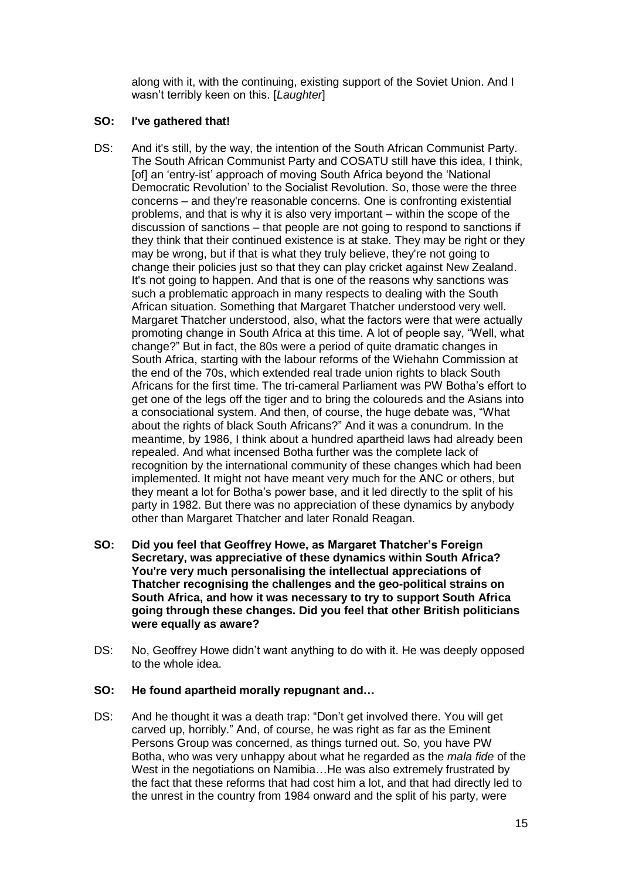along with it, with the continuing, existing support of the Soviet Union. And I wasn't terribly keen on this. [*Laughter*]

**SO: I've gathered that!**

DS: And it's still, by the way, the intention of the South African Communist Party. The South African Communist Party and COSATU still have this idea, I think, [of] an 'entry-ist' approach of moving South Africa beyond the 'National Democratic Revolution' to the Socialist Revolution. So, those were the three concerns – and they're reasonable concerns. One is confronting existential problems, and that is why it is also very important – within the scope of the discussion of sanctions – that people are not going to respond to sanctions if they think that their continued existence is at stake. They may be right or they may be wrong, but if that is what they truly believe, they're not going to change their policies just so that they can play cricket against New Zealand. It's not going to happen. And that is one of the reasons why sanctions was such a problematic approach in many respects to dealing with the South African situation. Something that Margaret Thatcher understood very well. Margaret Thatcher understood, also, what the factors were that were actually promoting change in South Africa at this time. A lot of people say, "Well, what change?" But in fact, the 80s were a period of quite dramatic changes in South Africa, starting with the labour reforms of the Wiehahn Commission at the end of the 70s, which extended real trade union rights to black South Africans for the first time. The tri-cameral Parliament was PW Botha's effort to get one of the legs off the tiger and to bring the coloureds and the Asians into a consociational system. And then, of course, the huge debate was, "What about the rights of black South Africans?" And it was a conundrum. In the meantime, by 1986, I think about a hundred apartheid laws had already been repealed. And what incensed Botha further was the complete lack of recognition by the international community of these changes which had been implemented. It might not have meant very much for the ANC or others, but they meant a lot for Botha's power base, and it led directly to the split of his party in 1982. But there was no appreciation of these dynamics by anybody other than Margaret Thatcher and later Ronald Reagan.

**SO: Did you feel that Geoffrey Howe, as Margaret Thatcher's Foreign Secretary, was appreciative of these dynamics within South Africa? You're very much personalising the intellectual appreciations of Thatcher recognising the challenges and the geo-political strains on South Africa, and how it was necessary to try to support South Africa going through these changes. Did you feel that other British politicians were equally as aware?**

DS: No, Geoffrey Howe didn't want anything to do with it. He was deeply opposed to the whole idea.

**SO: He found apartheid morally repugnant and…**

DS: And he thought it was a death trap: "Don't get involved there. You will get carved up, horribly." And, of course, he was right as far as the Eminent Persons Group was concerned, as things turned out. So, you have PW Botha, who was very unhappy about what he regarded as the *mala fide* of the West in the negotiations on Namibia…He was also extremely frustrated by the fact that these reforms that had cost him a lot, and that had directly led to the unrest in the country from 1984 onward and the split of his party, were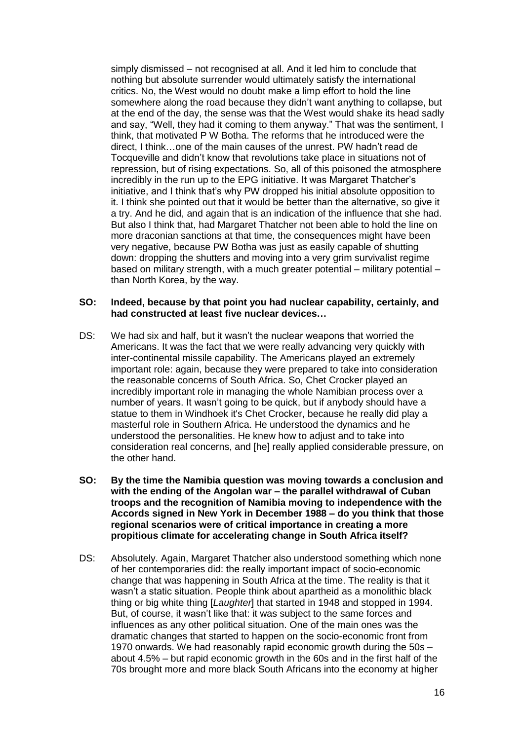simply dismissed – not recognised at all. And it led him to conclude that nothing but absolute surrender would ultimately satisfy the international critics. No, the West would no doubt make a limp effort to hold the line somewhere along the road because they didn't want anything to collapse, but at the end of the day, the sense was that the West would shake its head sadly and say, "Well, they had it coming to them anyway." That was the sentiment, I think, that motivated P W Botha. The reforms that he introduced were the direct, I think…one of the main causes of the unrest. PW hadn't read de Tocqueville and didn't know that revolutions take place in situations not of repression, but of rising expectations. So, all of this poisoned the atmosphere incredibly in the run up to the EPG initiative. It was Margaret Thatcher's initiative, and I think that's why PW dropped his initial absolute opposition to it. I think she pointed out that it would be better than the alternative, so give it a try. And he did, and again that is an indication of the influence that she had. But also I think that, had Margaret Thatcher not been able to hold the line on more draconian sanctions at that time, the consequences might have been very negative, because PW Botha was just as easily capable of shutting down: dropping the shutters and moving into a very grim survivalist regime based on military strength, with a much greater potential – military potential – than North Korea, by the way.

**SO: Indeed, because by that point you had nuclear capability, certainly, and had constructed at least five nuclear devices…**

DS: We had six and half, but it wasn't the nuclear weapons that worried the Americans. It was the fact that we were really advancing very quickly with inter-continental missile capability. The Americans played an extremely important role: again, because they were prepared to take into consideration the reasonable concerns of South Africa. So, Chet Crocker played an incredibly important role in managing the whole Namibian process over a number of years. It wasn't going to be quick, but if anybody should have a statue to them in Windhoek it's Chet Crocker, because he really did play a masterful role in Southern Africa. He understood the dynamics and he understood the personalities. He knew how to adjust and to take into consideration real concerns, and [he] really applied considerable pressure, on the other hand.

**SO: By the time the Namibia question was moving towards a conclusion and with the ending of the Angolan war – the parallel withdrawal of Cuban troops and the recognition of Namibia moving to independence with the Accords signed in New York in December 1988 – do you think that those regional scenarios were of critical importance in creating a more propitious climate for accelerating change in South Africa itself?**

DS: Absolutely. Again, Margaret Thatcher also understood something which none of her contemporaries did: the really important impact of socio-economic change that was happening in South Africa at the time. The reality is that it wasn't a static situation. People think about apartheid as a monolithic black thing or big white thing [*Laughter*] that started in 1948 and stopped in 1994. But, of course, it wasn't like that: it was subject to the same forces and influences as any other political situation. One of the main ones was the dramatic changes that started to happen on the socio-economic front from 1970 onwards. We had reasonably rapid economic growth during the 50s – about 4.5% – but rapid economic growth in the 60s and in the first half of the 70s brought more and more black South Africans into the economy at higher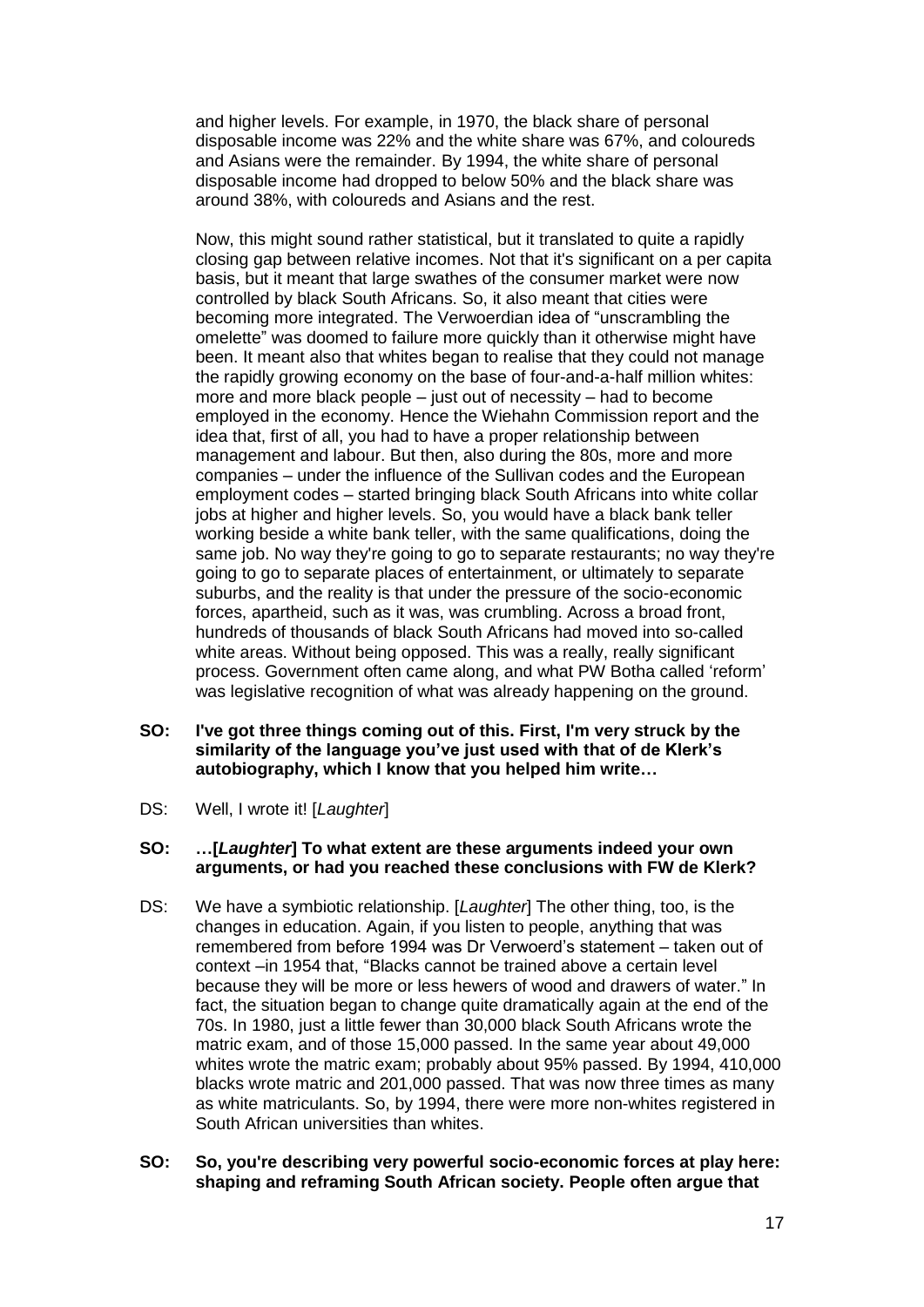and higher levels. For example, in 1970, the black share of personal disposable income was 22% and the white share was 67%, and coloureds and Asians were the remainder. By 1994, the white share of personal disposable income had dropped to below 50% and the black share was around 38%, with coloureds and Asians and the rest.

Now, this might sound rather statistical, but it translated to quite a rapidly closing gap between relative incomes. Not that it's significant on a per capita basis, but it meant that large swathes of the consumer market were now controlled by black South Africans. So, it also meant that cities were becoming more integrated. The Verwoerdian idea of "unscrambling the omelette" was doomed to failure more quickly than it otherwise might have been. It meant also that whites began to realise that they could not manage the rapidly growing economy on the base of four-and-a-half million whites: more and more black people – just out of necessity – had to become employed in the economy. Hence the Wiehahn Commission report and the idea that, first of all, you had to have a proper relationship between management and labour. But then, also during the 80s, more and more companies – under the influence of the Sullivan codes and the European employment codes – started bringing black South Africans into white collar jobs at higher and higher levels. So, you would have a black bank teller working beside a white bank teller, with the same qualifications, doing the same job. No way they're going to go to separate restaurants; no way they're going to go to separate places of entertainment, or ultimately to separate suburbs, and the reality is that under the pressure of the socio-economic forces, apartheid, such as it was, was crumbling. Across a broad front, hundreds of thousands of black South Africans had moved into so-called white areas. Without being opposed. This was a really, really significant process. Government often came along, and what PW Botha called 'reform' was legislative recognition of what was already happening on the ground.

**SO: I've got three things coming out of this. First, I'm very struck by the similarity of the language you've just used with that of de Klerk's autobiography, which I know that you helped him write…**

DS: Well, I wrote it! [*Laughter*]

**SO: …[*Laughter*] To what extent are these arguments indeed your own arguments, or had you reached these conclusions with FW de Klerk?**

DS: We have a symbiotic relationship. [*Laughter*] The other thing, too, is the changes in education. Again, if you listen to people, anything that was remembered from before 1994 was Dr Verwoerd's statement – taken out of context –in 1954 that, "Blacks cannot be trained above a certain level because they will be more or less hewers of wood and drawers of water." In fact, the situation began to change quite dramatically again at the end of the 70s. In 1980, just a little fewer than 30,000 black South Africans wrote the matric exam, and of those 15,000 passed. In the same year about 49,000 whites wrote the matric exam; probably about 95% passed. By 1994, 410,000 blacks wrote matric and 201,000 passed. That was now three times as many as white matriculants. So, by 1994, there were more non-whites registered in South African universities than whites.

**SO: So, you're describing very powerful socio-economic forces at play here: shaping and reframing South African society. People often argue that**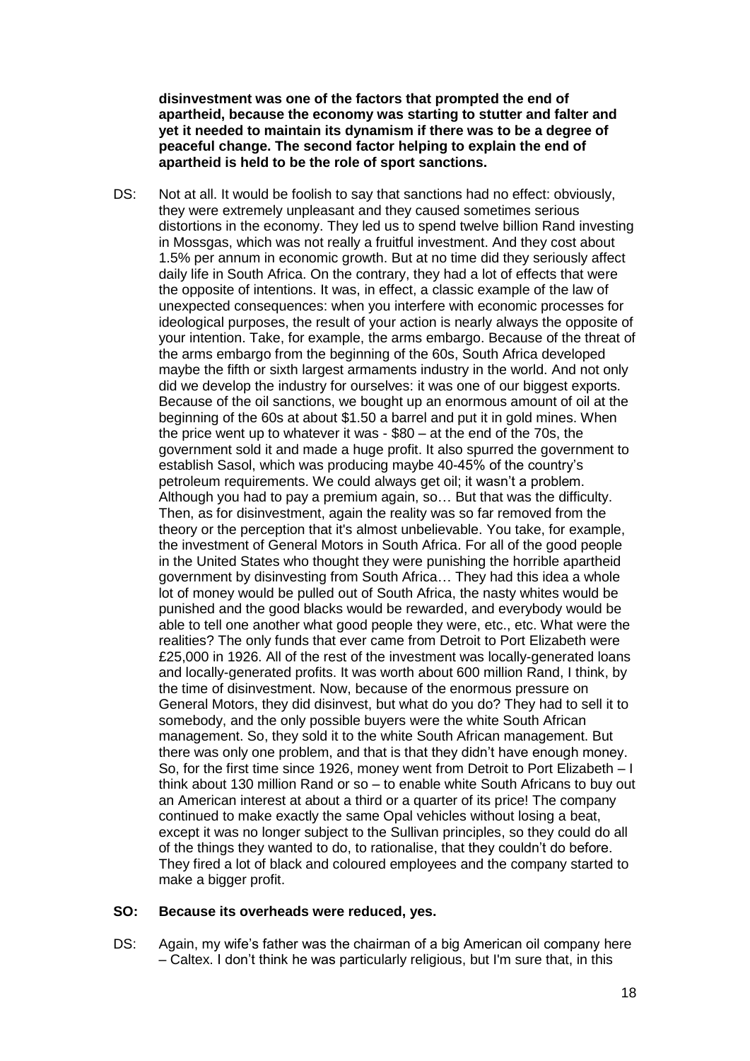**disinvestment was one of the factors that prompted the end of apartheid, because the economy was starting to stutter and falter and yet it needed to maintain its dynamism if there was to be a degree of peaceful change. The second factor helping to explain the end of apartheid is held to be the role of sport sanctions.**

DS: Not at all. It would be foolish to say that sanctions had no effect: obviously, they were extremely unpleasant and they caused sometimes serious distortions in the economy. They led us to spend twelve billion Rand investing in Mossgas, which was not really a fruitful investment. And they cost about 1.5% per annum in economic growth. But at no time did they seriously affect daily life in South Africa. On the contrary, they had a lot of effects that were the opposite of intentions. It was, in effect, a classic example of the law of unexpected consequences: when you interfere with economic processes for ideological purposes, the result of your action is nearly always the opposite of your intention. Take, for example, the arms embargo. Because of the threat of the arms embargo from the beginning of the 60s, South Africa developed maybe the fifth or sixth largest armaments industry in the world. And not only did we develop the industry for ourselves: it was one of our biggest exports. Because of the oil sanctions, we bought up an enormous amount of oil at the beginning of the 60s at about $1.50 a barrel and put it in gold mines. When the price went up to whatever it was - $80 – at the end of the 70s, the government sold it and made a huge profit. It also spurred the government to establish Sasol, which was producing maybe 40-45% of the country's petroleum requirements. We could always get oil; it wasn't a problem. Although you had to pay a premium again, so… But that was the difficulty. Then, as for disinvestment, again the reality was so far removed from the theory or the perception that it's almost unbelievable. You take, for example, the investment of General Motors in South Africa. For all of the good people in the United States who thought they were punishing the horrible apartheid government by disinvesting from South Africa… They had this idea a whole lot of money would be pulled out of South Africa, the nasty whites would be punished and the good blacks would be rewarded, and everybody would be able to tell one another what good people they were, etc., etc. What were the realities? The only funds that ever came from Detroit to Port Elizabeth were £25,000 in 1926. All of the rest of the investment was locally-generated loans and locally-generated profits. It was worth about 600 million Rand, I think, by the time of disinvestment. Now, because of the enormous pressure on General Motors, they did disinvest, but what do you do? They had to sell it to somebody, and the only possible buyers were the white South African management. So, they sold it to the white South African management. But there was only one problem, and that is that they didn't have enough money. So, for the first time since 1926, money went from Detroit to Port Elizabeth – I think about 130 million Rand or so – to enable white South Africans to buy out an American interest at about a third or a quarter of its price! The company continued to make exactly the same Opal vehicles without losing a beat, except it was no longer subject to the Sullivan principles, so they could do all of the things they wanted to do, to rationalise, that they couldn't do before. They fired a lot of black and coloured employees and the company started to make a bigger profit.

**SO: Because its overheads were reduced, yes.**

DS: Again, my wife's father was the chairman of a big American oil company here – Caltex. I don't think he was particularly religious, but I'm sure that, in this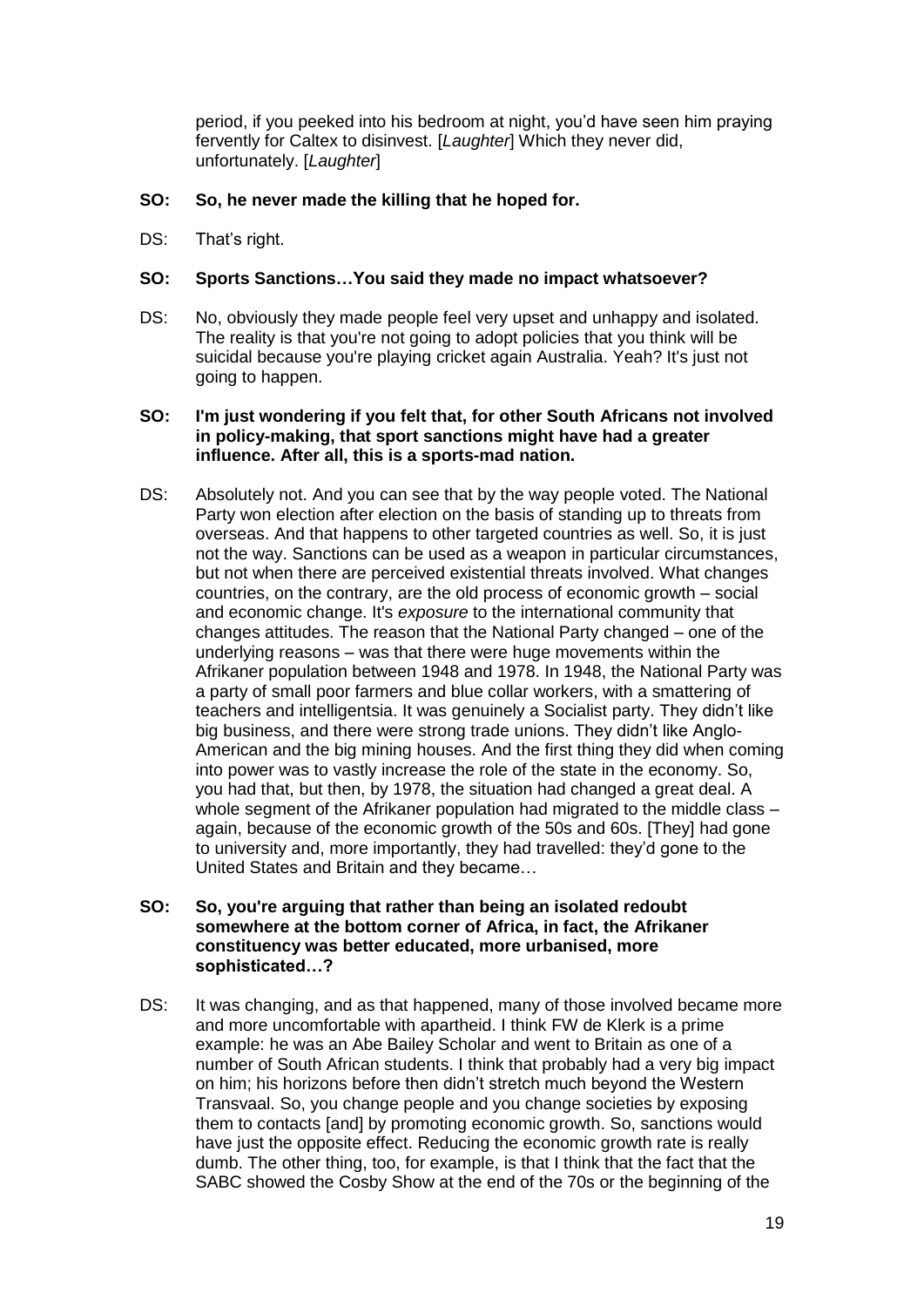period, if you peeked into his bedroom at night, you'd have seen him praying fervently for Caltex to disinvest. [*Laughter*] Which they never did, unfortunately. [*Laughter*]

**SO: So, he never made the killing that he hoped for.**

DS: That's right.

**SO: Sports Sanctions…You said they made no impact whatsoever?**

DS: No, obviously they made people feel very upset and unhappy and isolated. The reality is that you're not going to adopt policies that you think will be suicidal because you're playing cricket again Australia. Yeah? It's just not going to happen.

**SO: I'm just wondering if you felt that, for other South Africans not involved in policy-making, that sport sanctions might have had a greater influence. After all, this is a sports-mad nation.**

DS: Absolutely not. And you can see that by the way people voted. The National Party won election after election on the basis of standing up to threats from overseas. And that happens to other targeted countries as well. So, it is just not the way. Sanctions can be used as a weapon in particular circumstances, but not when there are perceived existential threats involved. What changes countries, on the contrary, are the old process of economic growth – social and economic change. It's *exposure* to the international community that changes attitudes. The reason that the National Party changed – one of the underlying reasons – was that there were huge movements within the Afrikaner population between 1948 and 1978. In 1948, the National Party was a party of small poor farmers and blue collar workers, with a smattering of teachers and intelligentsia. It was genuinely a Socialist party. They didn't like big business, and there were strong trade unions. They didn't like Anglo-American and the big mining houses. And the first thing they did when coming into power was to vastly increase the role of the state in the economy. So, you had that, but then, by 1978, the situation had changed a great deal. A whole segment of the Afrikaner population had migrated to the middle class – again, because of the economic growth of the 50s and 60s. [They] had gone to university and, more importantly, they had travelled: they'd gone to the United States and Britain and they became…

**SO: So, you're arguing that rather than being an isolated redoubt somewhere at the bottom corner of Africa, in fact, the Afrikaner constituency was better educated, more urbanised, more sophisticated…?**

DS: It was changing, and as that happened, many of those involved became more and more uncomfortable with apartheid. I think FW de Klerk is a prime example: he was an Abe Bailey Scholar and went to Britain as one of a number of South African students. I think that probably had a very big impact on him; his horizons before then didn't stretch much beyond the Western Transvaal. So, you change people and you change societies by exposing them to contacts [and] by promoting economic growth. So, sanctions would have just the opposite effect. Reducing the economic growth rate is really dumb. The other thing, too, for example, is that I think that the fact that the SABC showed the Cosby Show at the end of the 70s or the beginning of the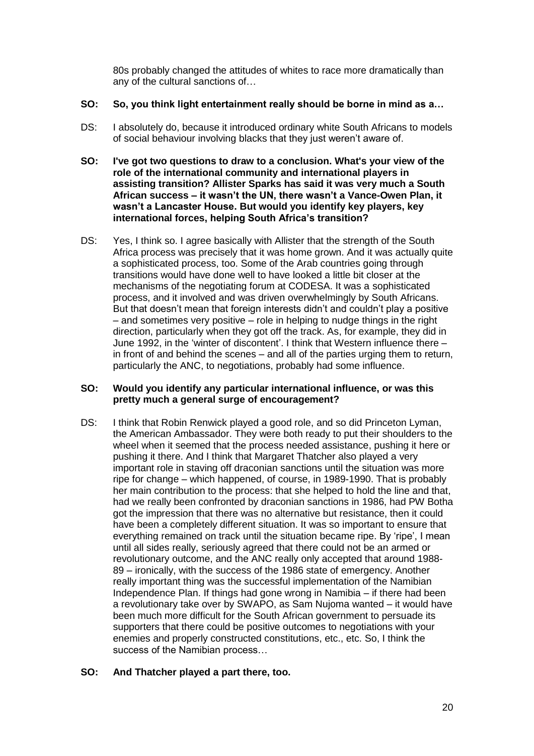80s probably changed the attitudes of whites to race more dramatically than any of the cultural sanctions of…

**SO: So, you think light entertainment really should be borne in mind as a…**

DS: I absolutely do, because it introduced ordinary white South Africans to models of social behaviour involving blacks that they just weren't aware of.

**SO: I've got two questions to draw to a conclusion. What's your view of the role of the international community and international players in assisting transition? Allister Sparks has said it was very much a South African success – it wasn't the UN, there wasn't a Vance-Owen Plan, it wasn't a Lancaster House. But would you identify key players, key international forces, helping South Africa's transition?**

DS: Yes, I think so. I agree basically with Allister that the strength of the South Africa process was precisely that it was home grown. And it was actually quite a sophisticated process, too. Some of the Arab countries going through transitions would have done well to have looked a little bit closer at the mechanisms of the negotiating forum at CODESA. It was a sophisticated process, and it involved and was driven overwhelmingly by South Africans. But that doesn't mean that foreign interests didn't and couldn't play a positive – and sometimes very positive – role in helping to nudge things in the right direction, particularly when they got off the track. As, for example, they did in June 1992, in the 'winter of discontent'. I think that Western influence there – in front of and behind the scenes – and all of the parties urging them to return, particularly the ANC, to negotiations, probably had some influence.

**SO: Would you identify any particular international influence, or was this pretty much a general surge of encouragement?**

DS: I think that Robin Renwick played a good role, and so did Princeton Lyman, the American Ambassador. They were both ready to put their shoulders to the wheel when it seemed that the process needed assistance, pushing it here or pushing it there. And I think that Margaret Thatcher also played a very important role in staving off draconian sanctions until the situation was more ripe for change – which happened, of course, in 1989-1990. That is probably her main contribution to the process: that she helped to hold the line and that, had we really been confronted by draconian sanctions in 1986, had PW Botha got the impression that there was no alternative but resistance, then it could have been a completely different situation. It was so important to ensure that everything remained on track until the situation became ripe. By 'ripe', I mean until all sides really, seriously agreed that there could not be an armed or revolutionary outcome, and the ANC really only accepted that around 1988-89 – ironically, with the success of the 1986 state of emergency. Another really important thing was the successful implementation of the Namibian Independence Plan. If things had gone wrong in Namibia – if there had been a revolutionary take over by SWAPO, as Sam Nujoma wanted – it would have been much more difficult for the South African government to persuade its supporters that there could be positive outcomes to negotiations with your enemies and properly constructed constitutions, etc., etc. So, I think the success of the Namibian process…

**SO: And Thatcher played a part there, too.**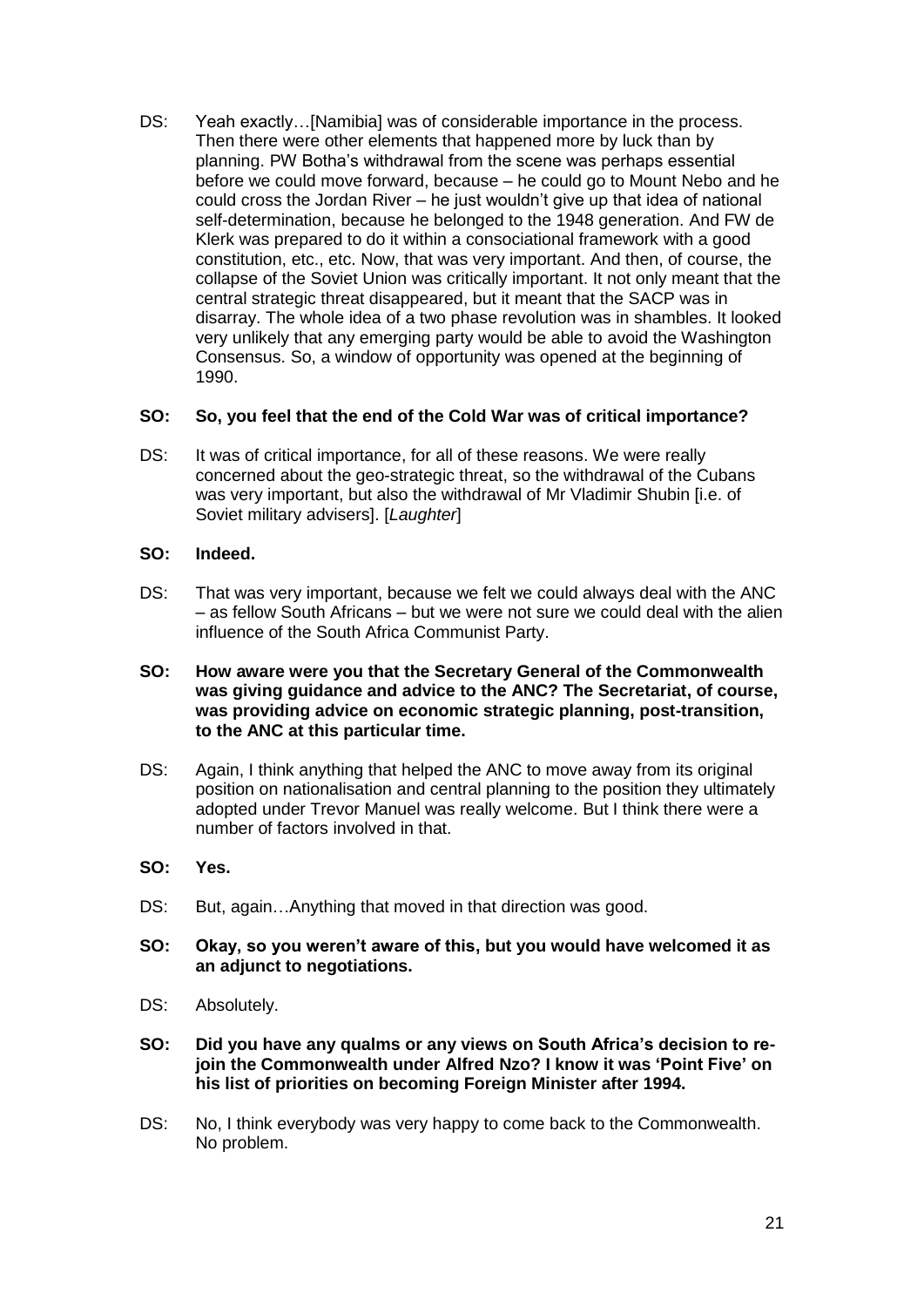DS: Yeah exactly…[Namibia] was of considerable importance in the process. Then there were other elements that happened more by luck than by planning. PW Botha's withdrawal from the scene was perhaps essential before we could move forward, because – he could go to Mount Nebo and he could cross the Jordan River – he just wouldn't give up that idea of national self-determination, because he belonged to the 1948 generation. And FW de Klerk was prepared to do it within a consociational framework with a good constitution, etc., etc. Now, that was very important. And then, of course, the collapse of the Soviet Union was critically important. It not only meant that the central strategic threat disappeared, but it meant that the SACP was in disarray. The whole idea of a two phase revolution was in shambles. It looked very unlikely that any emerging party would be able to avoid the Washington Consensus. So, a window of opportunity was opened at the beginning of 1990.

**SO: So, you feel that the end of the Cold War was of critical importance?**

DS: It was of critical importance, for all of these reasons. We were really concerned about the geo-strategic threat, so the withdrawal of the Cubans was very important, but also the withdrawal of Mr Vladimir Shubin [i.e. of Soviet military advisers]. [*Laughter*]

**SO: Indeed.**

DS: That was very important, because we felt we could always deal with the ANC – as fellow South Africans – but we were not sure we could deal with the alien influence of the South Africa Communist Party.

**SO: How aware were you that the Secretary General of the Commonwealth was giving guidance and advice to the ANC? The Secretariat, of course, was providing advice on economic strategic planning, post-transition, to the ANC at this particular time.**

DS: Again, I think anything that helped the ANC to move away from its original position on nationalisation and central planning to the position they ultimately adopted under Trevor Manuel was really welcome. But I think there were a number of factors involved in that.

**SO: Yes.**

DS: But, again…Anything that moved in that direction was good.

**SO: Okay, so you weren't aware of this, but you would have welcomed it as an adjunct to negotiations.**

DS: Absolutely.

**SO: Did you have any qualms or any views on South Africa's decision to re-join the Commonwealth under Alfred Nzo? I know it was 'Point Five' on his list of priorities on becoming Foreign Minister after 1994.**

DS: No, I think everybody was very happy to come back to the Commonwealth. No problem.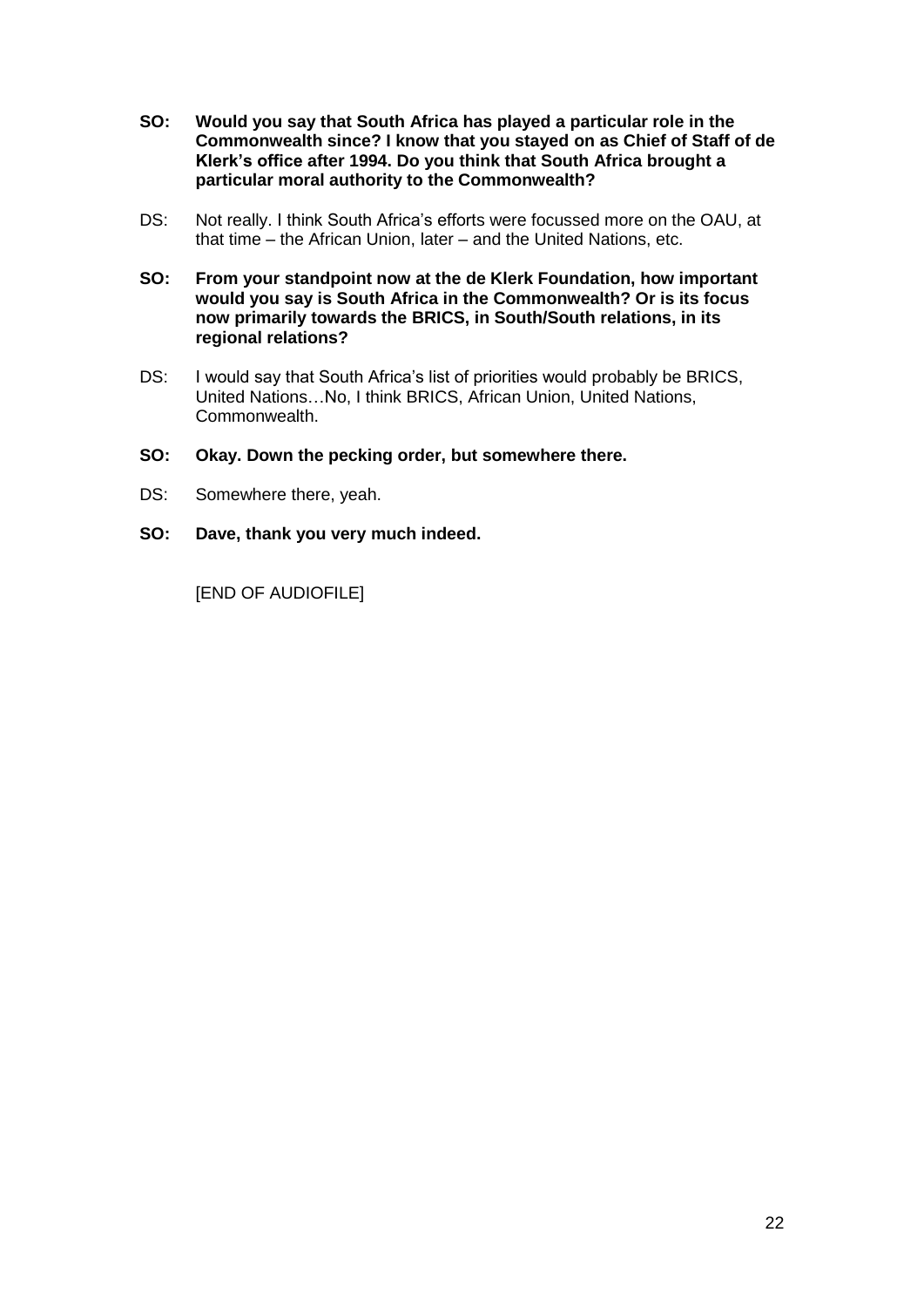**SO: Would you say that South Africa has played a particular role in the Commonwealth since? I know that you stayed on as Chief of Staff of de Klerk's office after 1994. Do you think that South Africa brought a particular moral authority to the Commonwealth?**

DS: Not really. I think South Africa's efforts were focussed more on the OAU, at that time – the African Union, later – and the United Nations, etc.

**SO: From your standpoint now at the de Klerk Foundation, how important would you say is South Africa in the Commonwealth? Or is its focus now primarily towards the BRICS, in South/South relations, in its regional relations?**

DS: I would say that South Africa's list of priorities would probably be BRICS, United Nations…No, I think BRICS, African Union, United Nations, Commonwealth.

**SO: Okay. Down the pecking order, but somewhere there.**

DS: Somewhere there, yeah.

**SO: Dave, thank you very much indeed.**

[END OF AUDIOFILE]